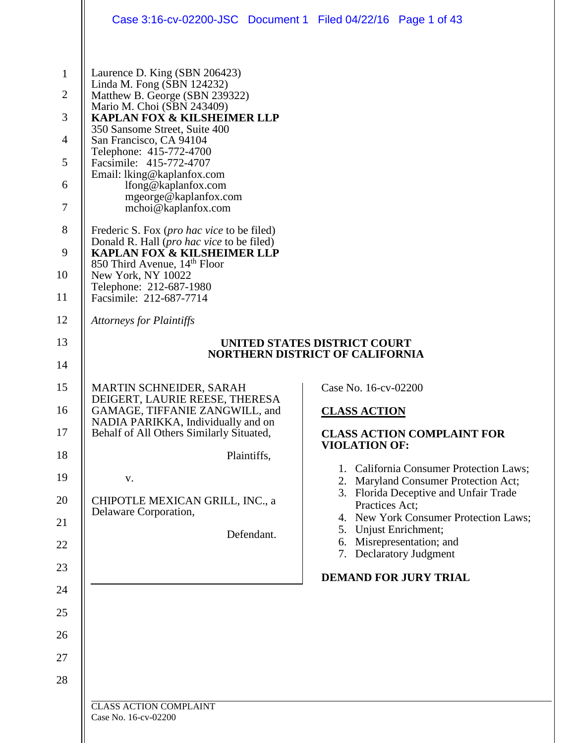Laurence D. King (SBN 206423)
Linda M. Fong (SBN 124232)
Matthew B. George (SBN 239322)
Mario M. Choi (SBN 243409)
**KAPLAN FOX & KILSHEIMER LLP**
350 Sansome Street, Suite 400
San Francisco, CA 94104
Telephone: 415-772-4700
Facsimile: 415-772-4707
Email: lking@kaplanfox.com
lfong@kaplanfox.com
mgeorge@kaplanfox.com
mchoi@kaplanfox.com

Frederic S. Fox (*pro hac vice* to be filed)
Donald R. Hall (*pro hac vice* to be filed)
**KAPLAN FOX & KILSHEIMER LLP**
850 Third Avenue, 14th Floor
New York, NY 10022
Telephone: 212-687-1980
Facsimile: 212-687-7714

*Attorneys for Plaintiffs*

**UNITED STATES DISTRICT COURT**
**NORTHERN DISTRICT OF CALIFORNIA**

MARTIN SCHNEIDER, SARAH DEIGERT, LAURIE REESE, THERESA GAMAGE, TIFFANIE ZANGWILL, and NADIA PARIKKA, Individually and on Behalf of All Others Similarly Situated,

Plaintiffs,

v.

CHIPOTLE MEXICAN GRILL, INC., a Delaware Corporation,

Defendant.

Case No. 16-cv-02200

**CLASS ACTION**

**CLASS ACTION COMPLAINT FOR VIOLATION OF:**

1. California Consumer Protection Laws;
2. Maryland Consumer Protection Act;
3. Florida Deceptive and Unfair Trade Practices Act;
4. New York Consumer Protection Laws;
5. Unjust Enrichment;
6. Misrepresentation; and
7. Declaratory Judgment

**DEMAND FOR JURY TRIAL**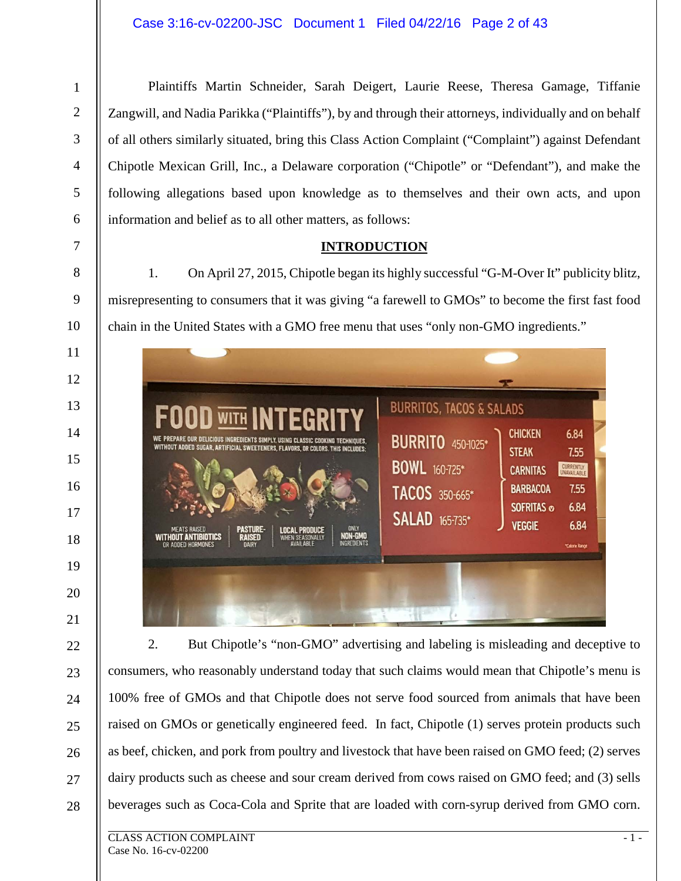Plaintiffs Martin Schneider, Sarah Deigert, Laurie Reese, Theresa Gamage, Tiffanie Zangwill, and Nadia Parikka ("Plaintiffs"), by and through their attorneys, individually and on behalf of all others similarly situated, bring this Class Action Complaint ("Complaint") against Defendant Chipotle Mexican Grill, Inc., a Delaware corporation ("Chipotle" or "Defendant"), and make the following allegations based upon knowledge as to themselves and their own acts, and upon information and belief as to all other matters, as follows:

## INTRODUCTION

1. On April 27, 2015, Chipotle began its highly successful "G-M-Over It" publicity blitz, misrepresenting to consumers that it was giving "a farewell to GMOs" to become the first fast food chain in the United States with a GMO free menu that uses "only non-GMO ingredients."

2. But Chipotle's "non-GMO" advertising and labeling is misleading and deceptive to consumers, who reasonably understand today that such claims would mean that Chipotle's menu is 100% free of GMOs and that Chipotle does not serve food sourced from animals that have been raised on GMOs or genetically engineered feed. In fact, Chipotle (1) serves protein products such as beef, chicken, and pork from poultry and livestock that have been raised on GMO feed; (2) serves dairy products such as cheese and sour cream derived from cows raised on GMO feed; and (3) sells beverages such as Coca-Cola and Sprite that are loaded with corn-syrup derived from GMO corn.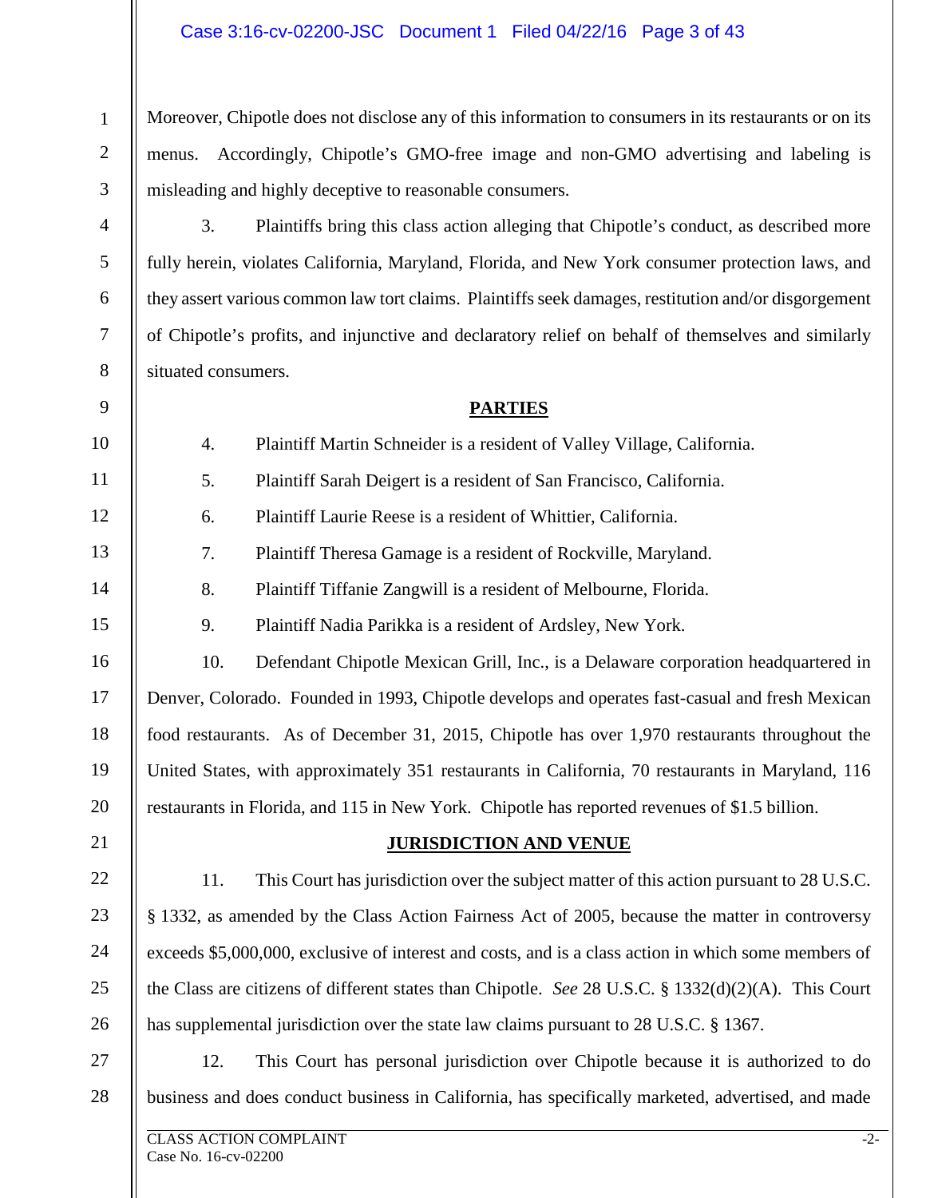Moreover, Chipotle does not disclose any of this information to consumers in its restaurants or on its menus. Accordingly, Chipotle's GMO-free image and non-GMO advertising and labeling is misleading and highly deceptive to reasonable consumers.

3. Plaintiffs bring this class action alleging that Chipotle's conduct, as described more fully herein, violates California, Maryland, Florida, and New York consumer protection laws, and they assert various common law tort claims. Plaintiffs seek damages, restitution and/or disgorgement of Chipotle's profits, and injunctive and declaratory relief on behalf of themselves and similarly situated consumers.

## PARTIES

4. Plaintiff Martin Schneider is a resident of Valley Village, California.

5. Plaintiff Sarah Deigert is a resident of San Francisco, California.

6. Plaintiff Laurie Reese is a resident of Whittier, California.

7. Plaintiff Theresa Gamage is a resident of Rockville, Maryland.

8. Plaintiff Tiffanie Zangwill is a resident of Melbourne, Florida.

9. Plaintiff Nadia Parikka is a resident of Ardsley, New York.

10. Defendant Chipotle Mexican Grill, Inc., is a Delaware corporation headquartered in Denver, Colorado. Founded in 1993, Chipotle develops and operates fast-casual and fresh Mexican food restaurants. As of December 31, 2015, Chipotle has over 1,970 restaurants throughout the United States, with approximately 351 restaurants in California, 70 restaurants in Maryland, 116 restaurants in Florida, and 115 in New York. Chipotle has reported revenues of $1.5 billion.

## JURISDICTION AND VENUE

11. This Court has jurisdiction over the subject matter of this action pursuant to 28 U.S.C. § 1332, as amended by the Class Action Fairness Act of 2005, because the matter in controversy exceeds $5,000,000, exclusive of interest and costs, and is a class action in which some members of the Class are citizens of different states than Chipotle. *See* 28 U.S.C. § 1332(d)(2)(A). This Court has supplemental jurisdiction over the state law claims pursuant to 28 U.S.C. § 1367.

12. This Court has personal jurisdiction over Chipotle because it is authorized to do business and does conduct business in California, has specifically marketed, advertised, and made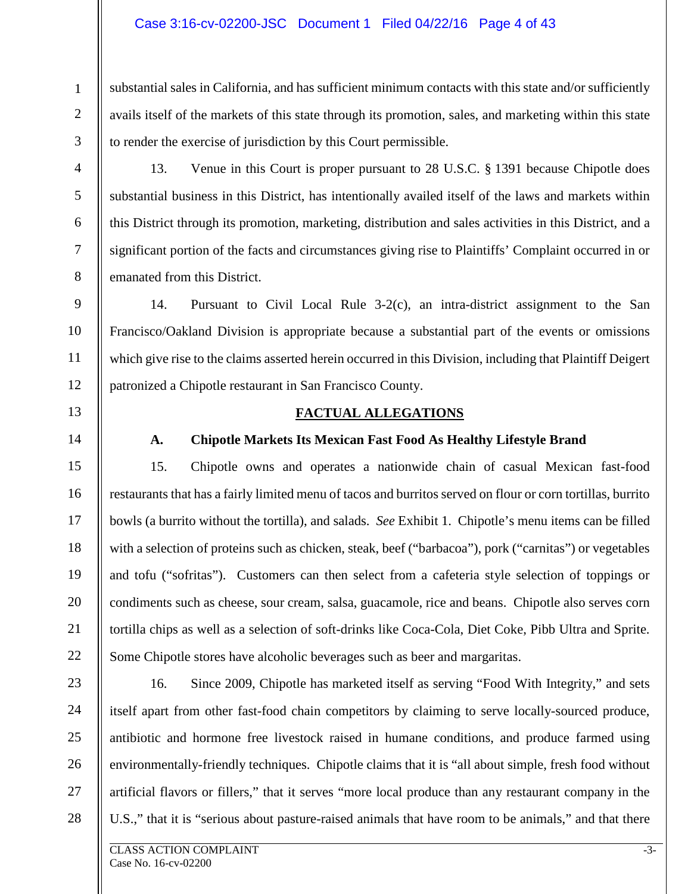substantial sales in California, and has sufficient minimum contacts with this state and/or sufficiently avails itself of the markets of this state through its promotion, sales, and marketing within this state to render the exercise of jurisdiction by this Court permissible.

13. Venue in this Court is proper pursuant to 28 U.S.C. § 1391 because Chipotle does substantial business in this District, has intentionally availed itself of the laws and markets within this District through its promotion, marketing, distribution and sales activities in this District, and a significant portion of the facts and circumstances giving rise to Plaintiffs' Complaint occurred in or emanated from this District.

14. Pursuant to Civil Local Rule 3-2(c), an intra-district assignment to the San Francisco/Oakland Division is appropriate because a substantial part of the events or omissions which give rise to the claims asserted herein occurred in this Division, including that Plaintiff Deigert patronized a Chipotle restaurant in San Francisco County.

## FACTUAL ALLEGATIONS

### A. Chipotle Markets Its Mexican Fast Food As Healthy Lifestyle Brand

15. Chipotle owns and operates a nationwide chain of casual Mexican fast-food restaurants that has a fairly limited menu of tacos and burritos served on flour or corn tortillas, burrito bowls (a burrito without the tortilla), and salads. *See* Exhibit 1. Chipotle's menu items can be filled with a selection of proteins such as chicken, steak, beef ("barbacoa"), pork ("carnitas") or vegetables and tofu ("sofritas"). Customers can then select from a cafeteria style selection of toppings or condiments such as cheese, sour cream, salsa, guacamole, rice and beans. Chipotle also serves corn tortilla chips as well as a selection of soft-drinks like Coca-Cola, Diet Coke, Pibb Ultra and Sprite. Some Chipotle stores have alcoholic beverages such as beer and margaritas.

16. Since 2009, Chipotle has marketed itself as serving "Food With Integrity," and sets itself apart from other fast-food chain competitors by claiming to serve locally-sourced produce, antibiotic and hormone free livestock raised in humane conditions, and produce farmed using environmentally-friendly techniques. Chipotle claims that it is "all about simple, fresh food without artificial flavors or fillers," that it serves "more local produce than any restaurant company in the U.S.," that it is "serious about pasture-raised animals that have room to be animals," and that there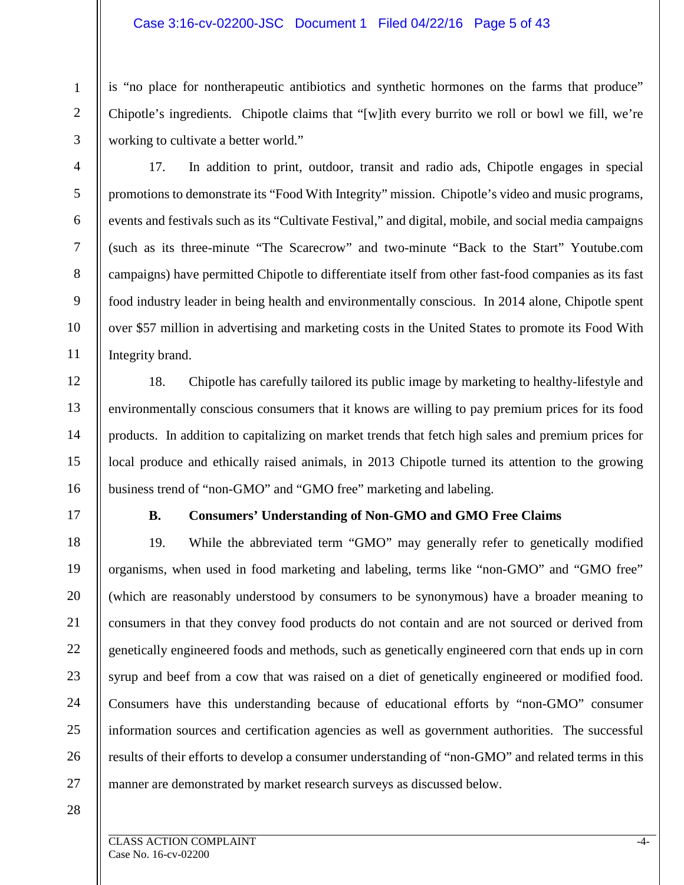is "no place for nontherapeutic antibiotics and synthetic hormones on the farms that produce" Chipotle's ingredients. Chipotle claims that "[w]ith every burrito we roll or bowl we fill, we're working to cultivate a better world."

17. In addition to print, outdoor, transit and radio ads, Chipotle engages in special promotions to demonstrate its "Food With Integrity" mission. Chipotle's video and music programs, events and festivals such as its "Cultivate Festival," and digital, mobile, and social media campaigns (such as its three-minute "The Scarecrow" and two-minute "Back to the Start" Youtube.com campaigns) have permitted Chipotle to differentiate itself from other fast-food companies as its fast food industry leader in being health and environmentally conscious. In 2014 alone, Chipotle spent over $57 million in advertising and marketing costs in the United States to promote its Food With Integrity brand.

18. Chipotle has carefully tailored its public image by marketing to healthy-lifestyle and environmentally conscious consumers that it knows are willing to pay premium prices for its food products. In addition to capitalizing on market trends that fetch high sales and premium prices for local produce and ethically raised animals, in 2013 Chipotle turned its attention to the growing business trend of "non-GMO" and "GMO free" marketing and labeling.

### B. Consumers' Understanding of Non-GMO and GMO Free Claims

19. While the abbreviated term "GMO" may generally refer to genetically modified organisms, when used in food marketing and labeling, terms like "non-GMO" and "GMO free" (which are reasonably understood by consumers to be synonymous) have a broader meaning to consumers in that they convey food products do not contain and are not sourced or derived from genetically engineered foods and methods, such as genetically engineered corn that ends up in corn syrup and beef from a cow that was raised on a diet of genetically engineered or modified food. Consumers have this understanding because of educational efforts by "non-GMO" consumer information sources and certification agencies as well as government authorities. The successful results of their efforts to develop a consumer understanding of "non-GMO" and related terms in this manner are demonstrated by market research surveys as discussed below.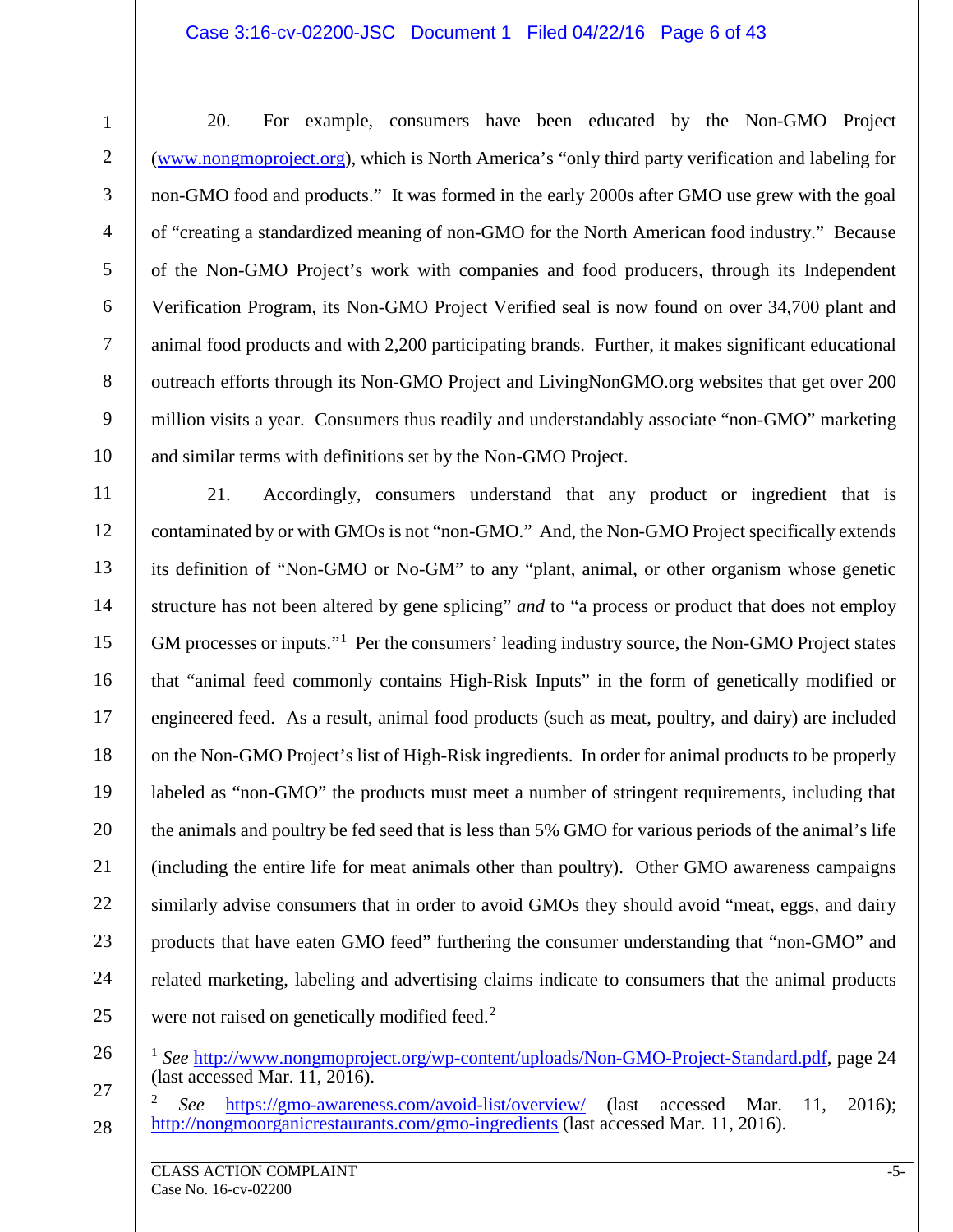20. For example, consumers have been educated by the Non-GMO Project (www.nongmoproject.org), which is North America's "only third party verification and labeling for non-GMO food and products." It was formed in the early 2000s after GMO use grew with the goal of "creating a standardized meaning of non-GMO for the North American food industry." Because of the Non-GMO Project's work with companies and food producers, through its Independent Verification Program, its Non-GMO Project Verified seal is now found on over 34,700 plant and animal food products and with 2,200 participating brands. Further, it makes significant educational outreach efforts through its Non-GMO Project and LivingNonGMO.org websites that get over 200 million visits a year. Consumers thus readily and understandably associate "non-GMO" marketing and similar terms with definitions set by the Non-GMO Project.

21. Accordingly, consumers understand that any product or ingredient that is contaminated by or with GMOs is not "non-GMO." And, the Non-GMO Project specifically extends its definition of "Non-GMO or No-GM" to any "plant, animal, or other organism whose genetic structure has not been altered by gene splicing" *and* to "a process or product that does not employ GM processes or inputs."[1] Per the consumers' leading industry source, the Non-GMO Project states that "animal feed commonly contains High-Risk Inputs" in the form of genetically modified or engineered feed. As a result, animal food products (such as meat, poultry, and dairy) are included on the Non-GMO Project's list of High-Risk ingredients. In order for animal products to be properly labeled as "non-GMO" the products must meet a number of stringent requirements, including that the animals and poultry be fed seed that is less than 5% GMO for various periods of the animal's life (including the entire life for meat animals other than poultry). Other GMO awareness campaigns similarly advise consumers that in order to avoid GMOs they should avoid "meat, eggs, and dairy products that have eaten GMO feed" furthering the consumer understanding that "non-GMO" and related marketing, labeling and advertising claims indicate to consumers that the animal products were not raised on genetically modified feed.[2]

---

[1] *See* http://www.nongmoproject.org/wp-content/uploads/Non-GMO-Project-Standard.pdf, page 24 (last accessed Mar. 11, 2016).

[2] *See* https://gmo-awareness.com/avoid-list/overview/ (last accessed Mar. 11, 2016); http://nongmoorganicrestaurants.com/gmo-ingredients (last accessed Mar. 11, 2016).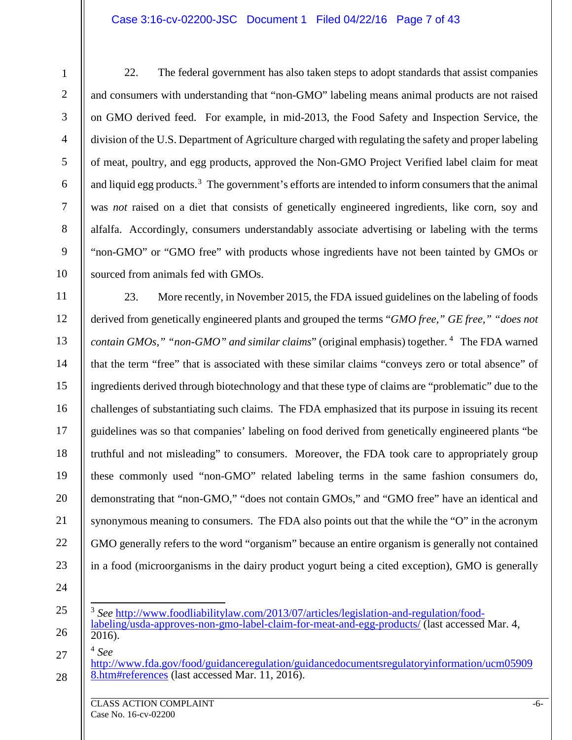22. The federal government has also taken steps to adopt standards that assist companies and consumers with understanding that "non-GMO" labeling means animal products are not raised on GMO derived feed. For example, in mid-2013, the Food Safety and Inspection Service, the division of the U.S. Department of Agriculture charged with regulating the safety and proper labeling of meat, poultry, and egg products, approved the Non-GMO Project Verified label claim for meat and liquid egg products.[3] The government's efforts are intended to inform consumers that the animal was *not* raised on a diet that consists of genetically engineered ingredients, like corn, soy and alfalfa. Accordingly, consumers understandably associate advertising or labeling with the terms "non-GMO" or "GMO free" with products whose ingredients have not been tainted by GMOs or sourced from animals fed with GMOs.

23. More recently, in November 2015, the FDA issued guidelines on the labeling of foods derived from genetically engineered plants and grouped the terms "*GMO free," GE free," "does not contain GMOs," "non-GMO" and similar claims*" (original emphasis) together.[4] The FDA warned that the term "free" that is associated with these similar claims "conveys zero or total absence" of ingredients derived through biotechnology and that these type of claims are "problematic" due to the challenges of substantiating such claims. The FDA emphasized that its purpose in issuing its recent guidelines was so that companies' labeling on food derived from genetically engineered plants "be truthful and not misleading" to consumers. Moreover, the FDA took care to appropriately group these commonly used "non-GMO" related labeling terms in the same fashion consumers do, demonstrating that "non-GMO," "does not contain GMOs," and "GMO free" have an identical and synonymous meaning to consumers. The FDA also points out that the while the "O" in the acronym GMO generally refers to the word "organism" because an entire organism is generally not contained in a food (microorganisms in the dairy product yogurt being a cited exception), GMO is generally

---

[3] *See* http://www.foodliabilitylaw.com/2013/07/articles/legislation-and-regulation/food-labeling/usda-approves-non-gmo-label-claim-for-meat-and-egg-products/ (last accessed Mar. 4, 2016).

[4] *See* http://www.fda.gov/food/guidanceregulation/guidancedocumentsregulatoryinformation/ucm059098.htm#references (last accessed Mar. 11, 2016).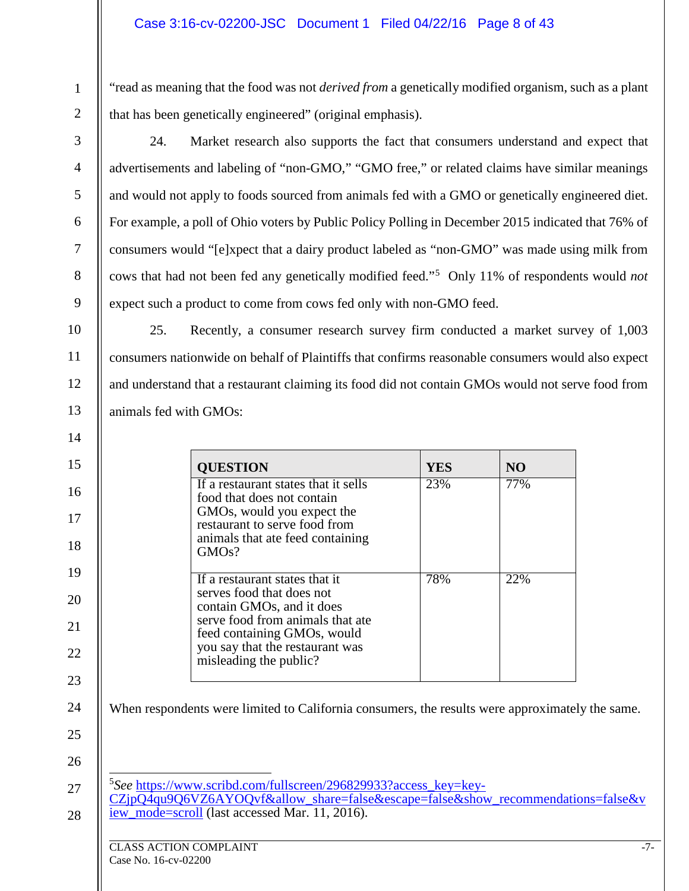"read as meaning that the food was not *derived from* a genetically modified organism, such as a plant that has been genetically engineered" (original emphasis).

24. Market research also supports the fact that consumers understand and expect that advertisements and labeling of "non-GMO," "GMO free," or related claims have similar meanings and would not apply to foods sourced from animals fed with a GMO or genetically engineered diet. For example, a poll of Ohio voters by Public Policy Polling in December 2015 indicated that 76% of consumers would "[e]xpect that a dairy product labeled as "non-GMO" was made using milk from cows that had not been fed any genetically modified feed."[5] Only 11% of respondents would *not* expect such a product to come from cows fed only with non-GMO feed.

25. Recently, a consumer research survey firm conducted a market survey of 1,003 consumers nationwide on behalf of Plaintiffs that confirms reasonable consumers would also expect and understand that a restaurant claiming its food did not contain GMOs would not serve food from animals fed with GMOs:

| **QUESTION** | **YES** | **NO** |
|---|---|---|
| If a restaurant states that it sells food that does not contain GMOs, would you expect the restaurant to serve food from animals that ate feed containing GMOs? | 23% | 77% |
| If a restaurant states that it serves food that does not contain GMOs, and it does serve food from animals that ate feed containing GMOs, would you say that the restaurant was misleading the public? | 78% | 22% |

When respondents were limited to California consumers, the results were approximately the same.

[5] *See* https://www.scribd.com/fullscreen/296829933?access_key=key-CZjpQ4qu9Q6VZ6AYOQvf&allow_share=false&escape=false&show_recommendations=false&view_mode=scroll (last accessed Mar. 11, 2016).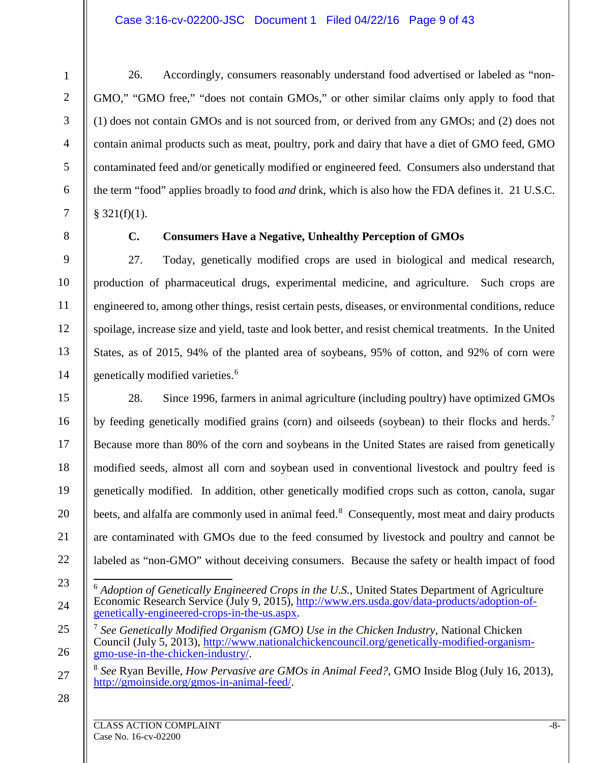26. Accordingly, consumers reasonably understand food advertised or labeled as "non-GMO," "GMO free," "does not contain GMOs," or other similar claims only apply to food that (1) does not contain GMOs and is not sourced from, or derived from any GMOs; and (2) does not contain animal products such as meat, poultry, pork and dairy that have a diet of GMO feed, GMO contaminated feed and/or genetically modified or engineered feed. Consumers also understand that the term "food" applies broadly to food *and* drink, which is also how the FDA defines it. 21 U.S.C. § 321(f)(1).

### C. Consumers Have a Negative, Unhealthy Perception of GMOs

27. Today, genetically modified crops are used in biological and medical research, production of pharmaceutical drugs, experimental medicine, and agriculture. Such crops are engineered to, among other things, resist certain pests, diseases, or environmental conditions, reduce spoilage, increase size and yield, taste and look better, and resist chemical treatments. In the United States, as of 2015, 94% of the planted area of soybeans, 95% of cotton, and 92% of corn were genetically modified varieties.[6]

28. Since 1996, farmers in animal agriculture (including poultry) have optimized GMOs by feeding genetically modified grains (corn) and oilseeds (soybean) to their flocks and herds.[7] Because more than 80% of the corn and soybeans in the United States are raised from genetically modified seeds, almost all corn and soybean used in conventional livestock and poultry feed is genetically modified. In addition, other genetically modified crops such as cotton, canola, sugar beets, and alfalfa are commonly used in animal feed.[8] Consequently, most meat and dairy products are contaminated with GMOs due to the feed consumed by livestock and poultry and cannot be labeled as "non-GMO" without deceiving consumers. Because the safety or health impact of food

---

[6] *Adoption of Genetically Engineered Crops in the U.S.*, United States Department of Agriculture Economic Research Service (July 9, 2015), http://www.ers.usda.gov/data-products/adoption-of-genetically-engineered-crops-in-the-us.aspx.

[7] *See Genetically Modified Organism (GMO) Use in the Chicken Industry*, National Chicken Council (July 5, 2013), http://www.nationalchickencouncil.org/genetically-modified-organism-gmo-use-in-the-chicken-industry/.

[8] *See* Ryan Beville, *How Pervasive are GMOs in Animal Feed?*, GMO Inside Blog (July 16, 2013), http://gmoinside.org/gmos-in-animal-feed/.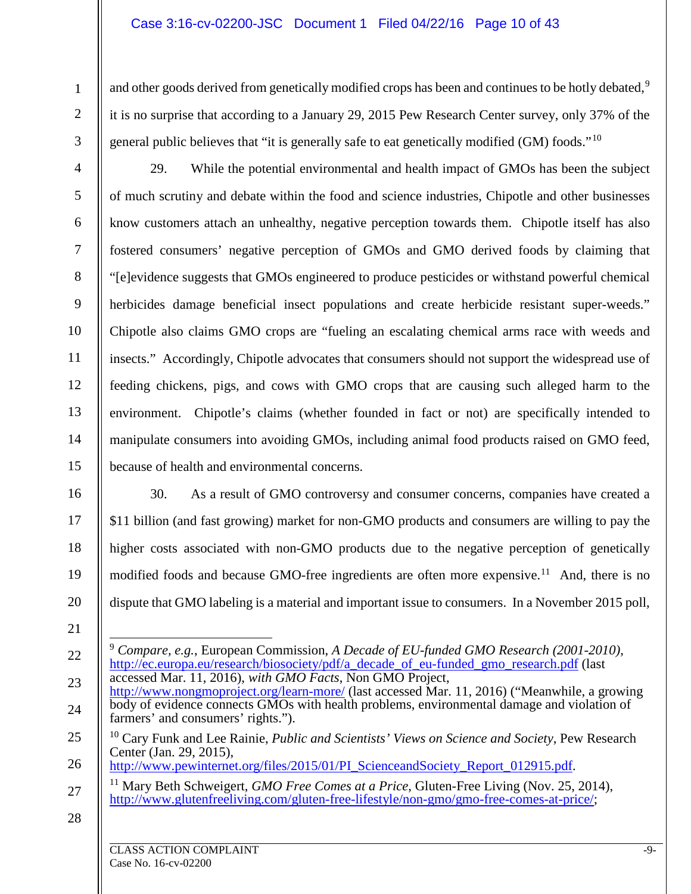and other goods derived from genetically modified crops has been and continues to be hotly debated,[9] it is no surprise that according to a January 29, 2015 Pew Research Center survey, only 37% of the general public believes that "it is generally safe to eat genetically modified (GM) foods."[10]

29. While the potential environmental and health impact of GMOs has been the subject of much scrutiny and debate within the food and science industries, Chipotle and other businesses know customers attach an unhealthy, negative perception towards them. Chipotle itself has also fostered consumers' negative perception of GMOs and GMO derived foods by claiming that "[e]vidence suggests that GMOs engineered to produce pesticides or withstand powerful chemical herbicides damage beneficial insect populations and create herbicide resistant super-weeds." Chipotle also claims GMO crops are "fueling an escalating chemical arms race with weeds and insects." Accordingly, Chipotle advocates that consumers should not support the widespread use of feeding chickens, pigs, and cows with GMO crops that are causing such alleged harm to the environment. Chipotle's claims (whether founded in fact or not) are specifically intended to manipulate consumers into avoiding GMOs, including animal food products raised on GMO feed, because of health and environmental concerns.

30. As a result of GMO controversy and consumer concerns, companies have created a $11 billion (and fast growing) market for non-GMO products and consumers are willing to pay the higher costs associated with non-GMO products due to the negative perception of genetically modified foods and because GMO-free ingredients are often more expensive.[11] And, there is no dispute that GMO labeling is a material and important issue to consumers. In a November 2015 poll,

---

[9] *Compare, e.g.*, European Commission, *A Decade of EU-funded GMO Research (2001-2010)*, http://ec.europa.eu/research/biosociety/pdf/a_decade_of_eu-funded_gmo_research.pdf (last accessed Mar. 11, 2016), *with GMO Facts*, Non GMO Project, http://www.nongmoproject.org/learn-more/ (last accessed Mar. 11, 2016) ("Meanwhile, a growing body of evidence connects GMOs with health problems, environmental damage and violation of farmers' and consumers' rights.").

[10] Cary Funk and Lee Rainie, *Public and Scientists' Views on Science and Society*, Pew Research Center (Jan. 29, 2015), http://www.pewinternet.org/files/2015/01/PI_ScienceandSociety_Report_012915.pdf.

[11] Mary Beth Schweigert, *GMO Free Comes at a Price*, Gluten-Free Living (Nov. 25, 2014), http://www.glutenfreeliving.com/gluten-free-lifestyle/non-gmo/gmo-free-comes-at-price/;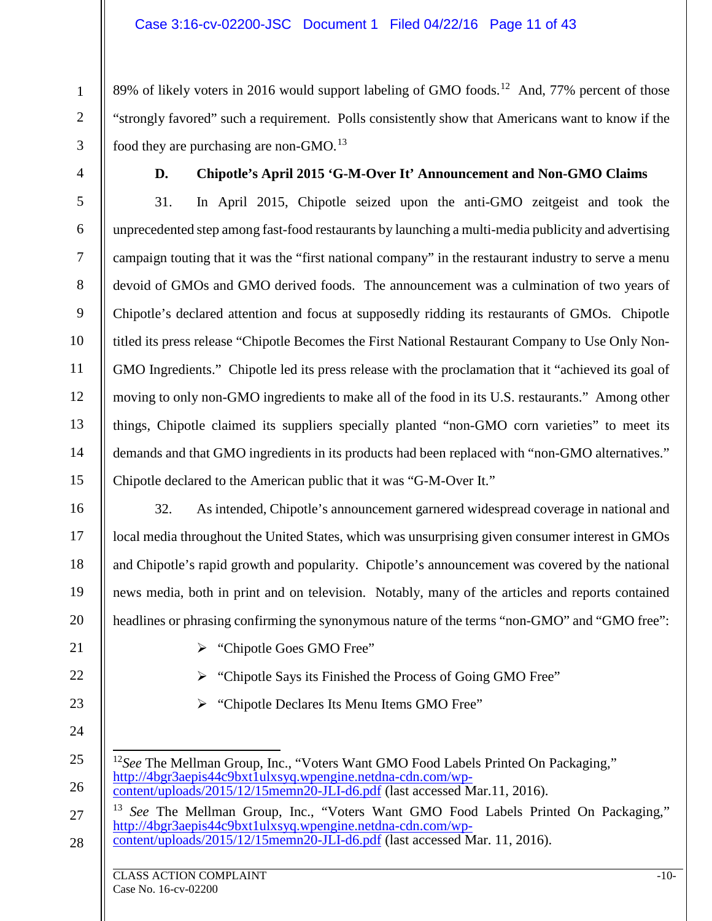89% of likely voters in 2016 would support labeling of GMO foods.[12] And, 77% percent of those "strongly favored" such a requirement. Polls consistently show that Americans want to know if the food they are purchasing are non-GMO.[13]

### D. Chipotle's April 2015 'G-M-Over It' Announcement and Non-GMO Claims

31. In April 2015, Chipotle seized upon the anti-GMO zeitgeist and took the unprecedented step among fast-food restaurants by launching a multi-media publicity and advertising campaign touting that it was the "first national company" in the restaurant industry to serve a menu devoid of GMOs and GMO derived foods. The announcement was a culmination of two years of Chipotle's declared attention and focus at supposedly ridding its restaurants of GMOs. Chipotle titled its press release "Chipotle Becomes the First National Restaurant Company to Use Only Non-GMO Ingredients." Chipotle led its press release with the proclamation that it "achieved its goal of moving to only non-GMO ingredients to make all of the food in its U.S. restaurants." Among other things, Chipotle claimed its suppliers specially planted "non-GMO corn varieties" to meet its demands and that GMO ingredients in its products had been replaced with "non-GMO alternatives." Chipotle declared to the American public that it was "G-M-Over It."

32. As intended, Chipotle's announcement garnered widespread coverage in national and local media throughout the United States, which was unsurprising given consumer interest in GMOs and Chipotle's rapid growth and popularity. Chipotle's announcement was covered by the national news media, both in print and on television. Notably, many of the articles and reports contained headlines or phrasing confirming the synonymous nature of the terms "non-GMO" and "GMO free":

- "Chipotle Goes GMO Free"
- "Chipotle Says its Finished the Process of Going GMO Free"
- "Chipotle Declares Its Menu Items GMO Free"

---

[12] *See* The Mellman Group, Inc., "Voters Want GMO Food Labels Printed On Packaging," http://4bgr3aepis44c9bxt1ulxsyq.wpengine.netdna-cdn.com/wp-content/uploads/2015/12/15memn20-JLI-d6.pdf (last accessed Mar.11, 2016).

[13] *See* The Mellman Group, Inc., "Voters Want GMO Food Labels Printed On Packaging," http://4bgr3aepis44c9bxt1ulxsyq.wpengine.netdna-cdn.com/wp-content/uploads/2015/12/15memn20-JLI-d6.pdf (last accessed Mar. 11, 2016).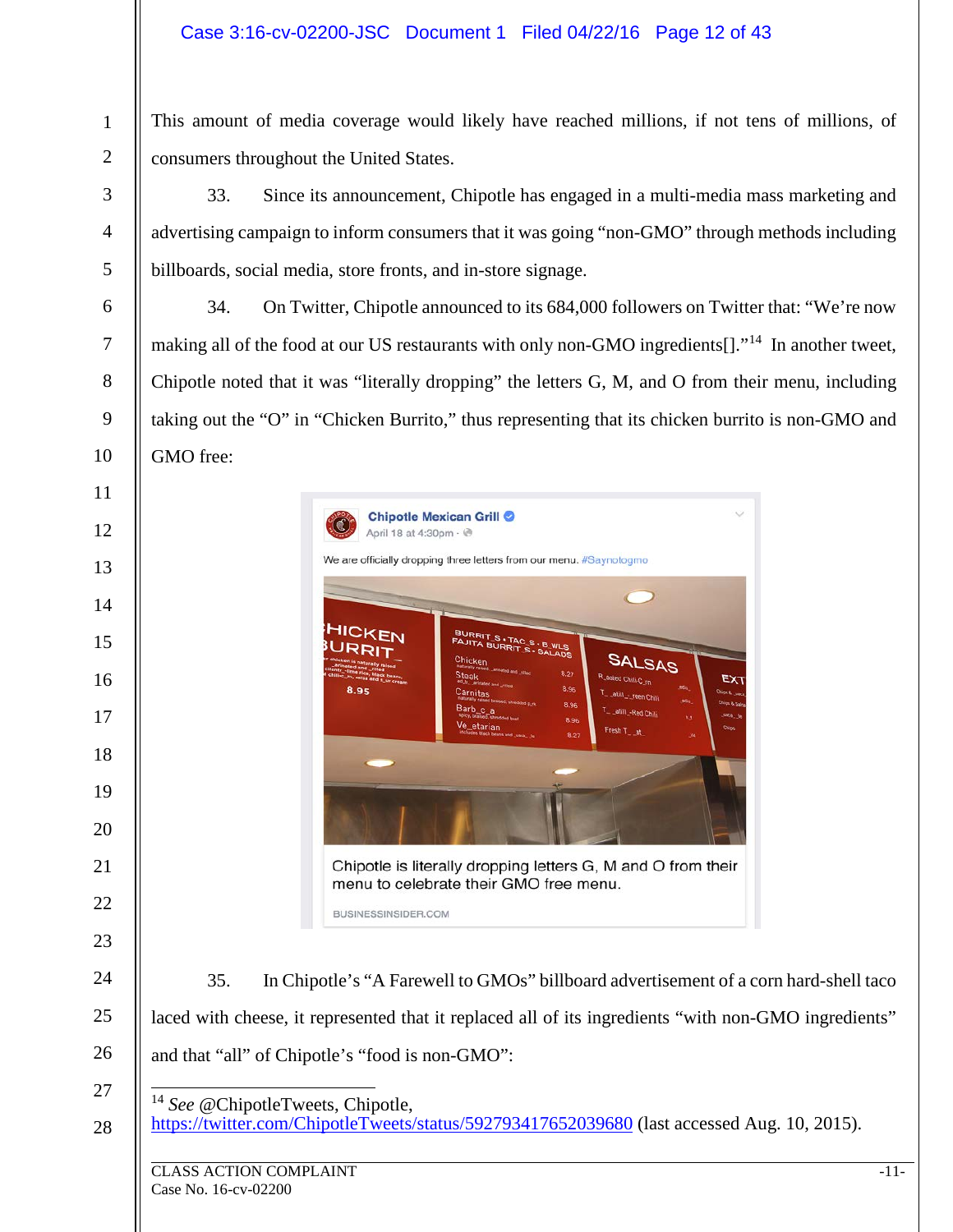This amount of media coverage would likely have reached millions, if not tens of millions, of consumers throughout the United States.

33. Since its announcement, Chipotle has engaged in a multi-media mass marketing and advertising campaign to inform consumers that it was going "non-GMO" through methods including billboards, social media, store fronts, and in-store signage.

34. On Twitter, Chipotle announced to its 684,000 followers on Twitter that: "We're now making all of the food at our US restaurants with only non-GMO ingredients[]."[14] In another tweet, Chipotle noted that it was "literally dropping" the letters G, M, and O from their menu, including taking out the "O" in "Chicken Burrito," thus representing that its chicken burrito is non-GMO and GMO free:

Chipotle Mexican Grill
April 18 at 4:30pm

We are officially dropping three letters from our menu. #Saynotogmo

Chipotle is literally dropping letters G, M and O from their menu to celebrate their GMO free menu.

BUSINESSINSIDER.COM

35. In Chipotle's "A Farewell to GMOs" billboard advertisement of a corn hard-shell taco laced with cheese, it represented that it replaced all of its ingredients "with non-GMO ingredients" and that "all" of Chipotle's "food is non-GMO":

---

[14] *See* @ChipotleTweets, Chipotle, https://twitter.com/ChipotleTweets/status/592793417652039680 (last accessed Aug. 10, 2015).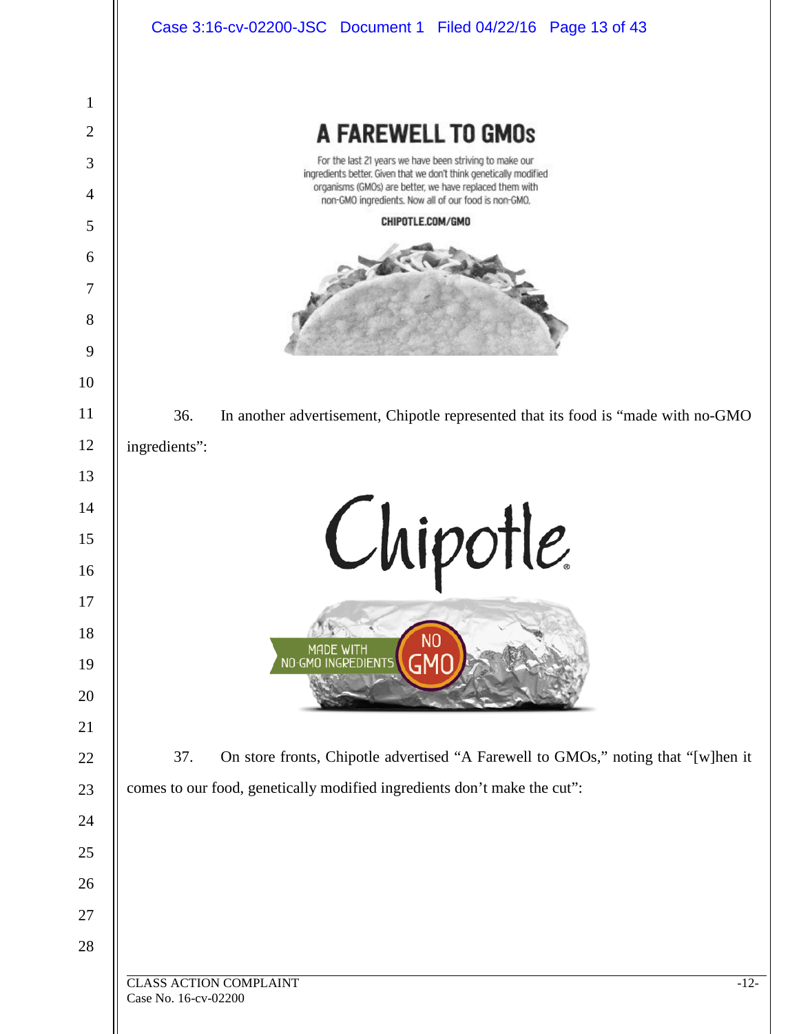A FAREWELL TO GMOs

For the last 21 years we have been striving to make our ingredients better. Given that we don't think genetically modified organisms (GMOs) are better, we have replaced them with non-GMO ingredients. Now all of our food is non-GMO.

CHIPOTLE.COM/GMO

36. In another advertisement, Chipotle represented that its food is "made with no-GMO ingredients":

Chipotle

MADE WITH NO-GMO INGREDIENTS NO GMO

37. On store fronts, Chipotle advertised "A Farewell to GMOs," noting that "[w]hen it comes to our food, genetically modified ingredients don't make the cut":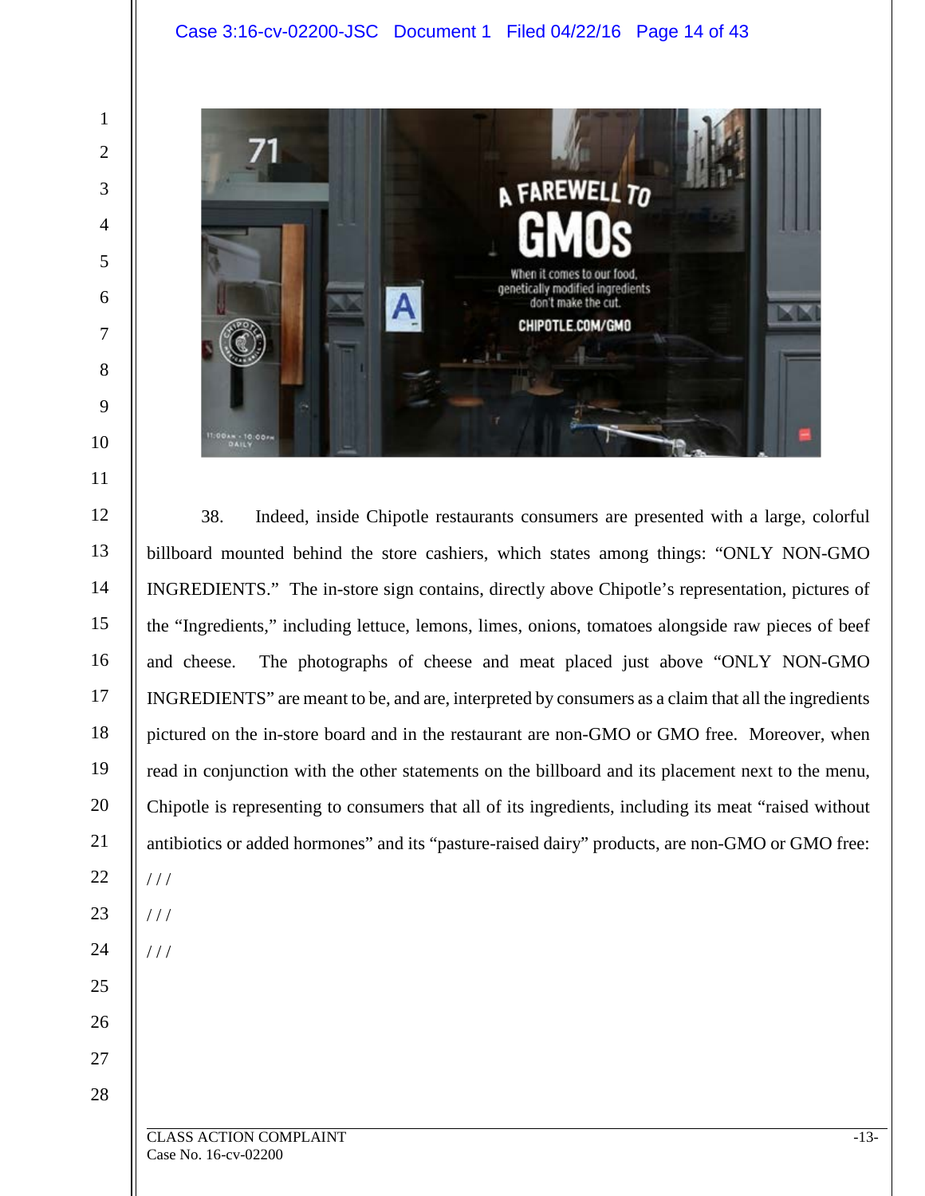38. Indeed, inside Chipotle restaurants consumers are presented with a large, colorful billboard mounted behind the store cashiers, which states among things: "ONLY NON-GMO INGREDIENTS." The in-store sign contains, directly above Chipotle's representation, pictures of the "Ingredients," including lettuce, lemons, limes, onions, tomatoes alongside raw pieces of beef and cheese. The photographs of cheese and meat placed just above "ONLY NON-GMO INGREDIENTS" are meant to be, and are, interpreted by consumers as a claim that all the ingredients pictured on the in-store board and in the restaurant are non-GMO or GMO free. Moreover, when read in conjunction with the other statements on the billboard and its placement next to the menu, Chipotle is representing to consumers that all of its ingredients, including its meat "raised without antibiotics or added hormones" and its "pasture-raised dairy" products, are non-GMO or GMO free:

/ / /

/ / /

/ / /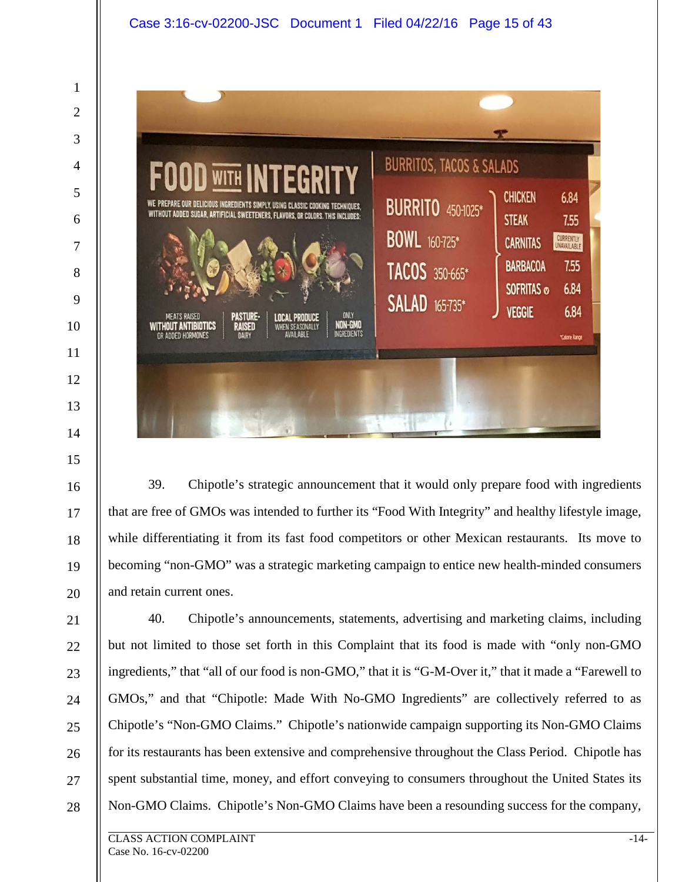39. Chipotle's strategic announcement that it would only prepare food with ingredients that are free of GMOs was intended to further its "Food With Integrity" and healthy lifestyle image, while differentiating it from its fast food competitors or other Mexican restaurants. Its move to becoming "non-GMO" was a strategic marketing campaign to entice new health-minded consumers and retain current ones.

40. Chipotle's announcements, statements, advertising and marketing claims, including but not limited to those set forth in this Complaint that its food is made with "only non-GMO ingredients," that "all of our food is non-GMO," that it is "G-M-Over it," that it made a "Farewell to GMOs," and that "Chipotle: Made With No-GMO Ingredients" are collectively referred to as Chipotle's "Non-GMO Claims." Chipotle's nationwide campaign supporting its Non-GMO Claims for its restaurants has been extensive and comprehensive throughout the Class Period. Chipotle has spent substantial time, money, and effort conveying to consumers throughout the United States its Non-GMO Claims. Chipotle's Non-GMO Claims have been a resounding success for the company,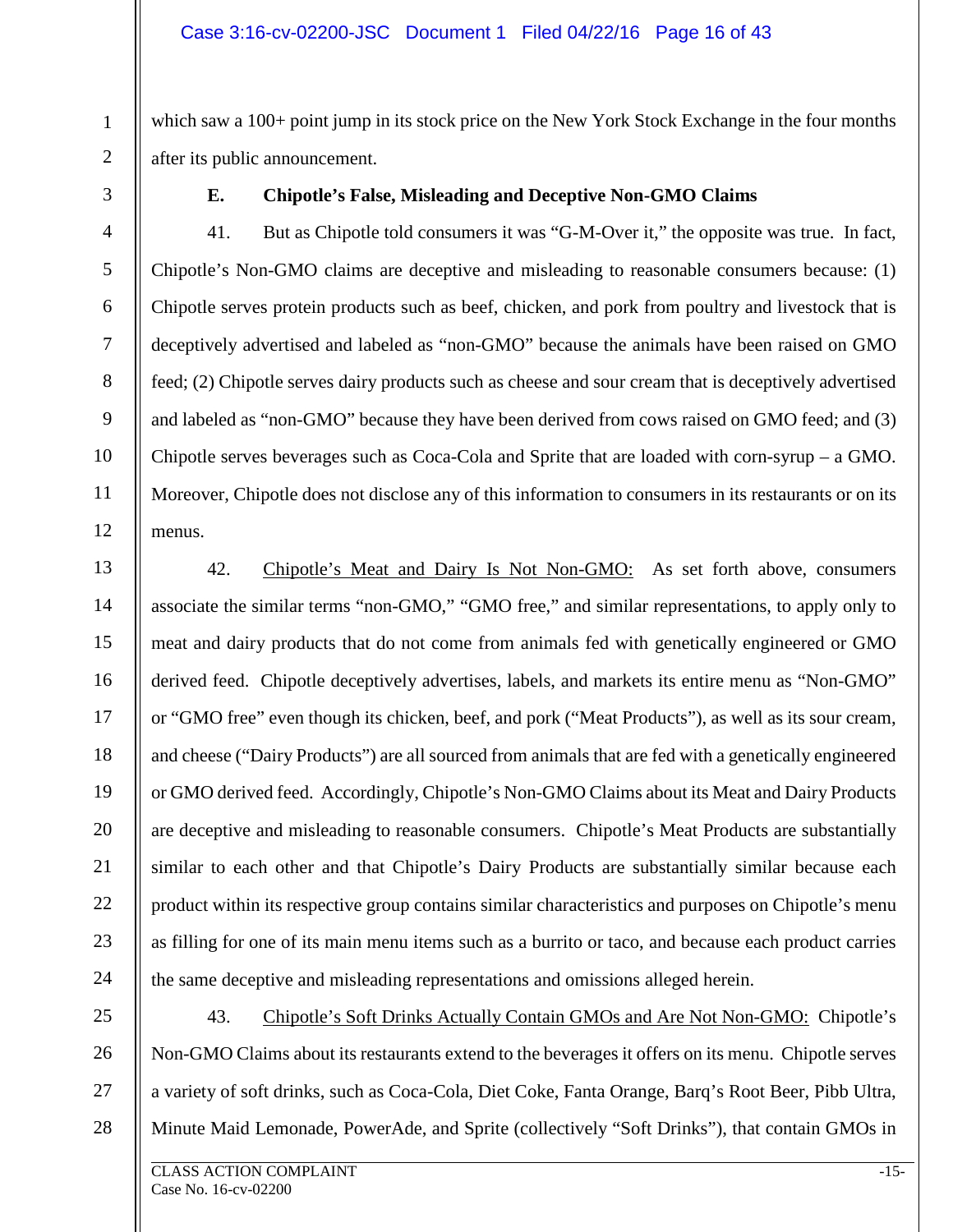which saw a 100+ point jump in its stock price on the New York Stock Exchange in the four months after its public announcement.

### E. Chipotle's False, Misleading and Deceptive Non-GMO Claims

41. But as Chipotle told consumers it was "G-M-Over it," the opposite was true. In fact, Chipotle's Non-GMO claims are deceptive and misleading to reasonable consumers because: (1) Chipotle serves protein products such as beef, chicken, and pork from poultry and livestock that is deceptively advertised and labeled as "non-GMO" because the animals have been raised on GMO feed; (2) Chipotle serves dairy products such as cheese and sour cream that is deceptively advertised and labeled as "non-GMO" because they have been derived from cows raised on GMO feed; and (3) Chipotle serves beverages such as Coca-Cola and Sprite that are loaded with corn-syrup – a GMO. Moreover, Chipotle does not disclose any of this information to consumers in its restaurants or on its menus.

42. Chipotle's Meat and Dairy Is Not Non-GMO: As set forth above, consumers associate the similar terms "non-GMO," "GMO free," and similar representations, to apply only to meat and dairy products that do not come from animals fed with genetically engineered or GMO derived feed. Chipotle deceptively advertises, labels, and markets its entire menu as "Non-GMO" or "GMO free" even though its chicken, beef, and pork ("Meat Products"), as well as its sour cream, and cheese ("Dairy Products") are all sourced from animals that are fed with a genetically engineered or GMO derived feed. Accordingly, Chipotle's Non-GMO Claims about its Meat and Dairy Products are deceptive and misleading to reasonable consumers. Chipotle's Meat Products are substantially similar to each other and that Chipotle's Dairy Products are substantially similar because each product within its respective group contains similar characteristics and purposes on Chipotle's menu as filling for one of its main menu items such as a burrito or taco, and because each product carries the same deceptive and misleading representations and omissions alleged herein.

43. Chipotle's Soft Drinks Actually Contain GMOs and Are Not Non-GMO: Chipotle's Non-GMO Claims about its restaurants extend to the beverages it offers on its menu. Chipotle serves a variety of soft drinks, such as Coca-Cola, Diet Coke, Fanta Orange, Barq's Root Beer, Pibb Ultra, Minute Maid Lemonade, PowerAde, and Sprite (collectively "Soft Drinks"), that contain GMOs in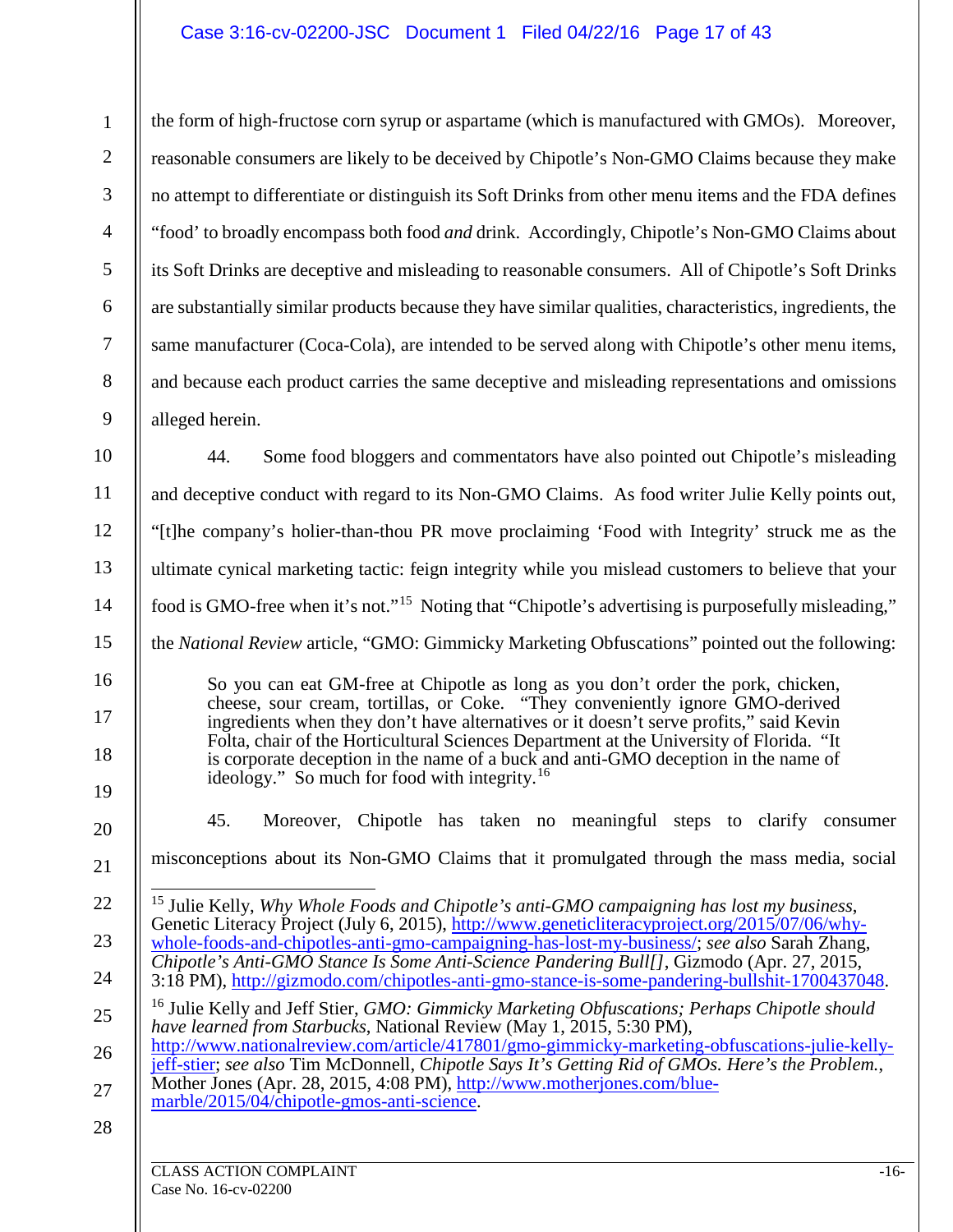the form of high-fructose corn syrup or aspartame (which is manufactured with GMOs). Moreover, reasonable consumers are likely to be deceived by Chipotle's Non-GMO Claims because they make no attempt to differentiate or distinguish its Soft Drinks from other menu items and the FDA defines "food' to broadly encompass both food *and* drink. Accordingly, Chipotle's Non-GMO Claims about its Soft Drinks are deceptive and misleading to reasonable consumers. All of Chipotle's Soft Drinks are substantially similar products because they have similar qualities, characteristics, ingredients, the same manufacturer (Coca-Cola), are intended to be served along with Chipotle's other menu items, and because each product carries the same deceptive and misleading representations and omissions alleged herein.

44. Some food bloggers and commentators have also pointed out Chipotle's misleading and deceptive conduct with regard to its Non-GMO Claims. As food writer Julie Kelly points out, "[t]he company's holier-than-thou PR move proclaiming 'Food with Integrity' struck me as the ultimate cynical marketing tactic: feign integrity while you mislead customers to believe that your food is GMO-free when it's not."[15] Noting that "Chipotle's advertising is purposefully misleading," the *National Review* article, "GMO: Gimmicky Marketing Obfuscations" pointed out the following:

> So you can eat GM-free at Chipotle as long as you don't order the pork, chicken, cheese, sour cream, tortillas, or Coke. "They conveniently ignore GMO-derived ingredients when they don't have alternatives or it doesn't serve profits," said Kevin Folta, chair of the Horticultural Sciences Department at the University of Florida. "It is corporate deception in the name of a buck and anti-GMO deception in the name of ideology." So much for food with integrity.[16]

45. Moreover, Chipotle has taken no meaningful steps to clarify consumer misconceptions about its Non-GMO Claims that it promulgated through the mass media, social

---

[15] Julie Kelly, *Why Whole Foods and Chipotle's anti-GMO campaigning has lost my business*, Genetic Literacy Project (July 6, 2015), http://www.geneticliteracyproject.org/2015/07/06/why-whole-foods-and-chipotles-anti-gmo-campaigning-has-lost-my-business/; *see also* Sarah Zhang, *Chipotle's Anti-GMO Stance Is Some Anti-Science Pandering Bull[]*, Gizmodo (Apr. 27, 2015, 3:18 PM), http://gizmodo.com/chipotles-anti-gmo-stance-is-some-pandering-bullshit-1700437048.

[16] Julie Kelly and Jeff Stier, *GMO: Gimmicky Marketing Obfuscations; Perhaps Chipotle should have learned from Starbucks*, National Review (May 1, 2015, 5:30 PM), http://www.nationalreview.com/article/417801/gmo-gimmicky-marketing-obfuscations-julie-kelly-jeff-stier; *see also* Tim McDonnell, *Chipotle Says It's Getting Rid of GMOs. Here's the Problem.*, Mother Jones (Apr. 28, 2015, 4:08 PM), http://www.motherjones.com/blue-marble/2015/04/chipotle-gmos-anti-science.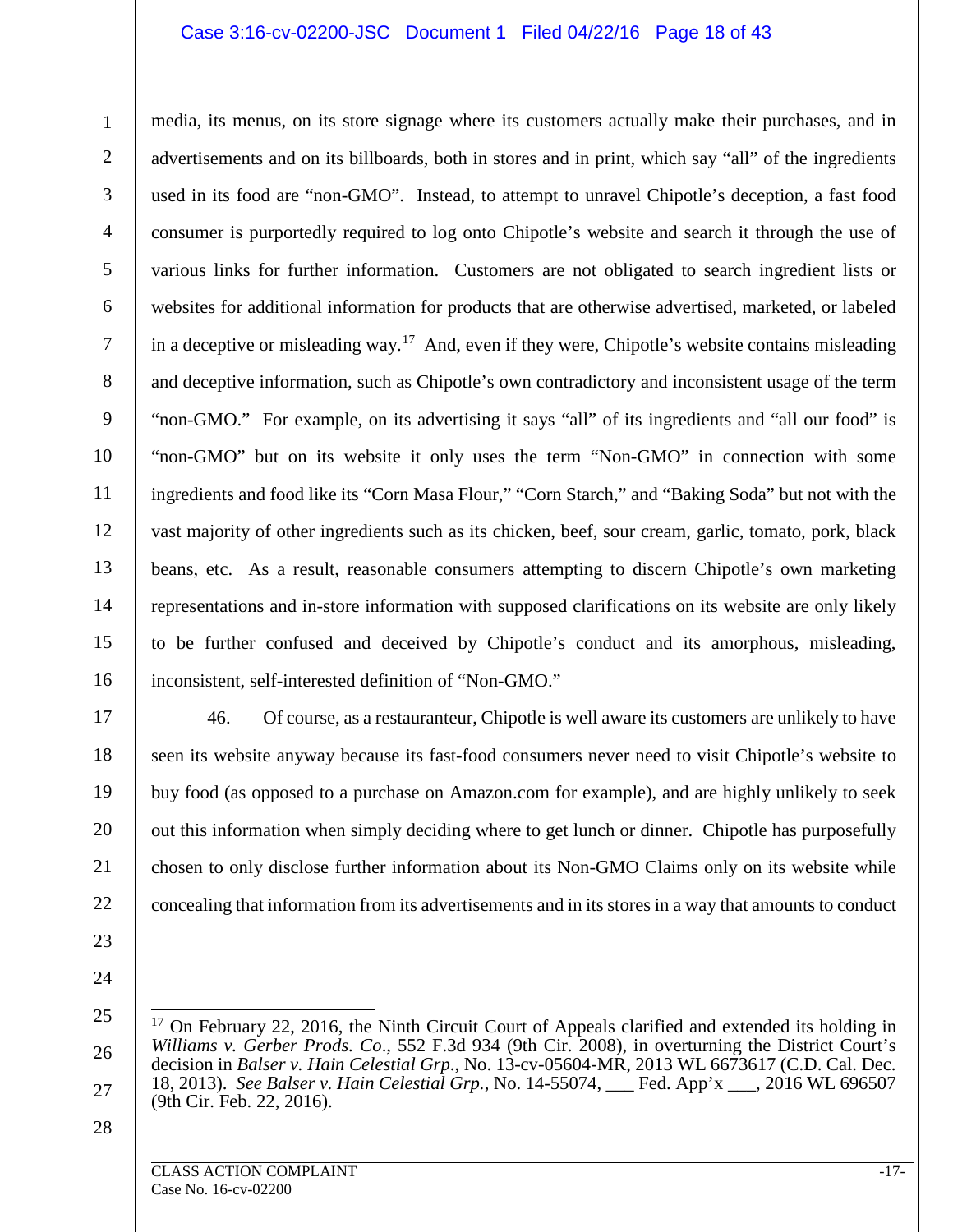media, its menus, on its store signage where its customers actually make their purchases, and in advertisements and on its billboards, both in stores and in print, which say "all" of the ingredients used in its food are "non-GMO". Instead, to attempt to unravel Chipotle's deception, a fast food consumer is purportedly required to log onto Chipotle's website and search it through the use of various links for further information. Customers are not obligated to search ingredient lists or websites for additional information for products that are otherwise advertised, marketed, or labeled in a deceptive or misleading way.[17] And, even if they were, Chipotle's website contains misleading and deceptive information, such as Chipotle's own contradictory and inconsistent usage of the term "non-GMO." For example, on its advertising it says "all" of its ingredients and "all our food" is "non-GMO" but on its website it only uses the term "Non-GMO" in connection with some ingredients and food like its "Corn Masa Flour," "Corn Starch," and "Baking Soda" but not with the vast majority of other ingredients such as its chicken, beef, sour cream, garlic, tomato, pork, black beans, etc. As a result, reasonable consumers attempting to discern Chipotle's own marketing representations and in-store information with supposed clarifications on its website are only likely to be further confused and deceived by Chipotle's conduct and its amorphous, misleading, inconsistent, self-interested definition of "Non-GMO."

46. Of course, as a restauranteur, Chipotle is well aware its customers are unlikely to have seen its website anyway because its fast-food consumers never need to visit Chipotle's website to buy food (as opposed to a purchase on Amazon.com for example), and are highly unlikely to seek out this information when simply deciding where to get lunch or dinner. Chipotle has purposefully chosen to only disclose further information about its Non-GMO Claims only on its website while concealing that information from its advertisements and in its stores in a way that amounts to conduct

---

[17] On February 22, 2016, the Ninth Circuit Court of Appeals clarified and extended its holding in *Williams v. Gerber Prods. Co*., 552 F.3d 934 (9th Cir. 2008), in overturning the District Court's decision in *Balser v. Hain Celestial Grp*., No. 13-cv-05604-MR, 2013 WL 6673617 (C.D. Cal. Dec. 18, 2013). *See Balser v. Hain Celestial Grp.*, No. 14-55074, ___ Fed. App'x ___, 2016 WL 696507 (9th Cir. Feb. 22, 2016).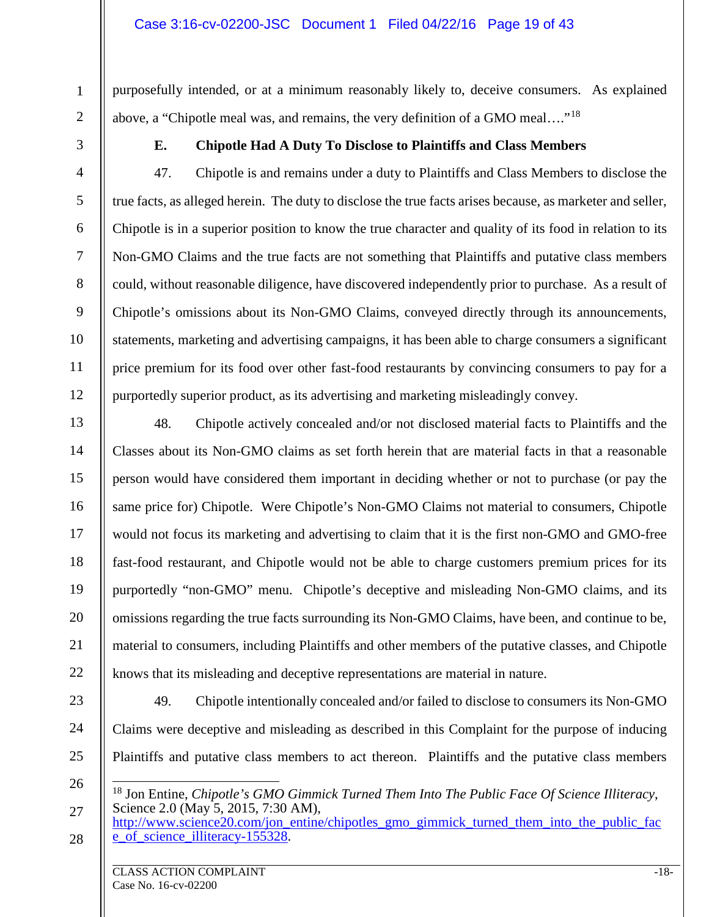purposefully intended, or at a minimum reasonably likely to, deceive consumers. As explained above, a "Chipotle meal was, and remains, the very definition of a GMO meal…."[18]

### E. Chipotle Had A Duty To Disclose to Plaintiffs and Class Members

47. Chipotle is and remains under a duty to Plaintiffs and Class Members to disclose the true facts, as alleged herein. The duty to disclose the true facts arises because, as marketer and seller, Chipotle is in a superior position to know the true character and quality of its food in relation to its Non-GMO Claims and the true facts are not something that Plaintiffs and putative class members could, without reasonable diligence, have discovered independently prior to purchase. As a result of Chipotle's omissions about its Non-GMO Claims, conveyed directly through its announcements, statements, marketing and advertising campaigns, it has been able to charge consumers a significant price premium for its food over other fast-food restaurants by convincing consumers to pay for a purportedly superior product, as its advertising and marketing misleadingly convey.

48. Chipotle actively concealed and/or not disclosed material facts to Plaintiffs and the Classes about its Non-GMO claims as set forth herein that are material facts in that a reasonable person would have considered them important in deciding whether or not to purchase (or pay the same price for) Chipotle. Were Chipotle's Non-GMO Claims not material to consumers, Chipotle would not focus its marketing and advertising to claim that it is the first non-GMO and GMO-free fast-food restaurant, and Chipotle would not be able to charge customers premium prices for its purportedly "non-GMO" menu. Chipotle's deceptive and misleading Non-GMO claims, and its omissions regarding the true facts surrounding its Non-GMO Claims, have been, and continue to be, material to consumers, including Plaintiffs and other members of the putative classes, and Chipotle knows that its misleading and deceptive representations are material in nature.

49. Chipotle intentionally concealed and/or failed to disclose to consumers its Non-GMO Claims were deceptive and misleading as described in this Complaint for the purpose of inducing Plaintiffs and putative class members to act thereon. Plaintiffs and the putative class members

---

[18] Jon Entine, *Chipotle's GMO Gimmick Turned Them Into The Public Face Of Science Illiteracy*, Science 2.0 (May 5, 2015, 7:30 AM), http://www.science20.com/jon_entine/chipotles_gmo_gimmick_turned_them_into_the_public_face_of_science_illiteracy-155328.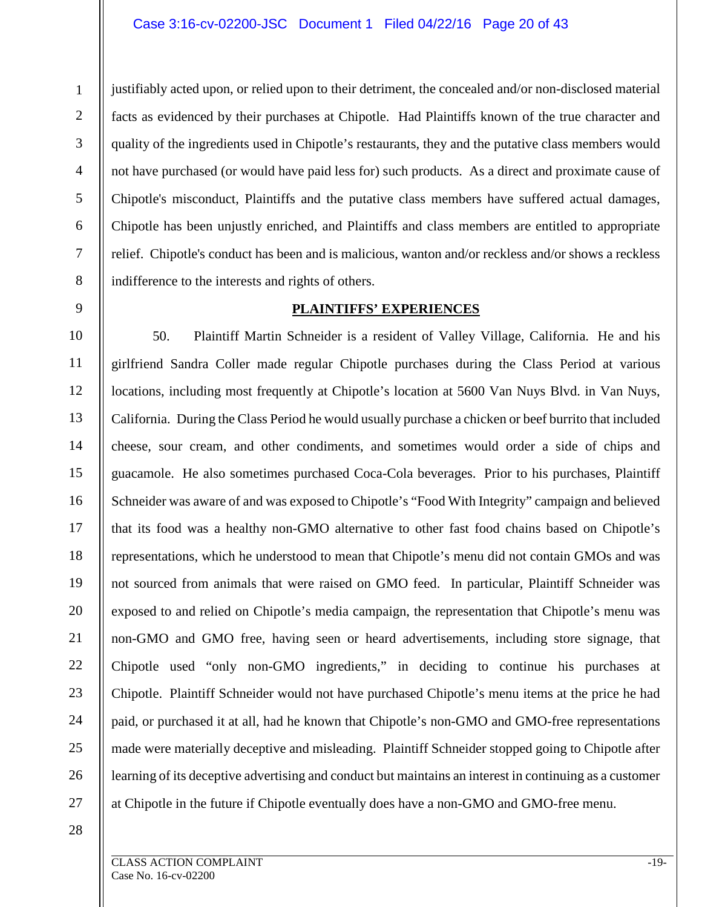justifiably acted upon, or relied upon to their detriment, the concealed and/or non-disclosed material facts as evidenced by their purchases at Chipotle. Had Plaintiffs known of the true character and quality of the ingredients used in Chipotle's restaurants, they and the putative class members would not have purchased (or would have paid less for) such products. As a direct and proximate cause of Chipotle's misconduct, Plaintiffs and the putative class members have suffered actual damages, Chipotle has been unjustly enriched, and Plaintiffs and class members are entitled to appropriate relief. Chipotle's conduct has been and is malicious, wanton and/or reckless and/or shows a reckless indifference to the interests and rights of others.

## **PLAINTIFFS' EXPERIENCES**

50. Plaintiff Martin Schneider is a resident of Valley Village, California. He and his girlfriend Sandra Coller made regular Chipotle purchases during the Class Period at various locations, including most frequently at Chipotle's location at 5600 Van Nuys Blvd. in Van Nuys, California. During the Class Period he would usually purchase a chicken or beef burrito that included cheese, sour cream, and other condiments, and sometimes would order a side of chips and guacamole. He also sometimes purchased Coca-Cola beverages. Prior to his purchases, Plaintiff Schneider was aware of and was exposed to Chipotle's "Food With Integrity" campaign and believed that its food was a healthy non-GMO alternative to other fast food chains based on Chipotle's representations, which he understood to mean that Chipotle's menu did not contain GMOs and was not sourced from animals that were raised on GMO feed. In particular, Plaintiff Schneider was exposed to and relied on Chipotle's media campaign, the representation that Chipotle's menu was non-GMO and GMO free, having seen or heard advertisements, including store signage, that Chipotle used "only non-GMO ingredients," in deciding to continue his purchases at Chipotle. Plaintiff Schneider would not have purchased Chipotle's menu items at the price he had paid, or purchased it at all, had he known that Chipotle's non-GMO and GMO-free representations made were materially deceptive and misleading. Plaintiff Schneider stopped going to Chipotle after learning of its deceptive advertising and conduct but maintains an interest in continuing as a customer at Chipotle in the future if Chipotle eventually does have a non-GMO and GMO-free menu.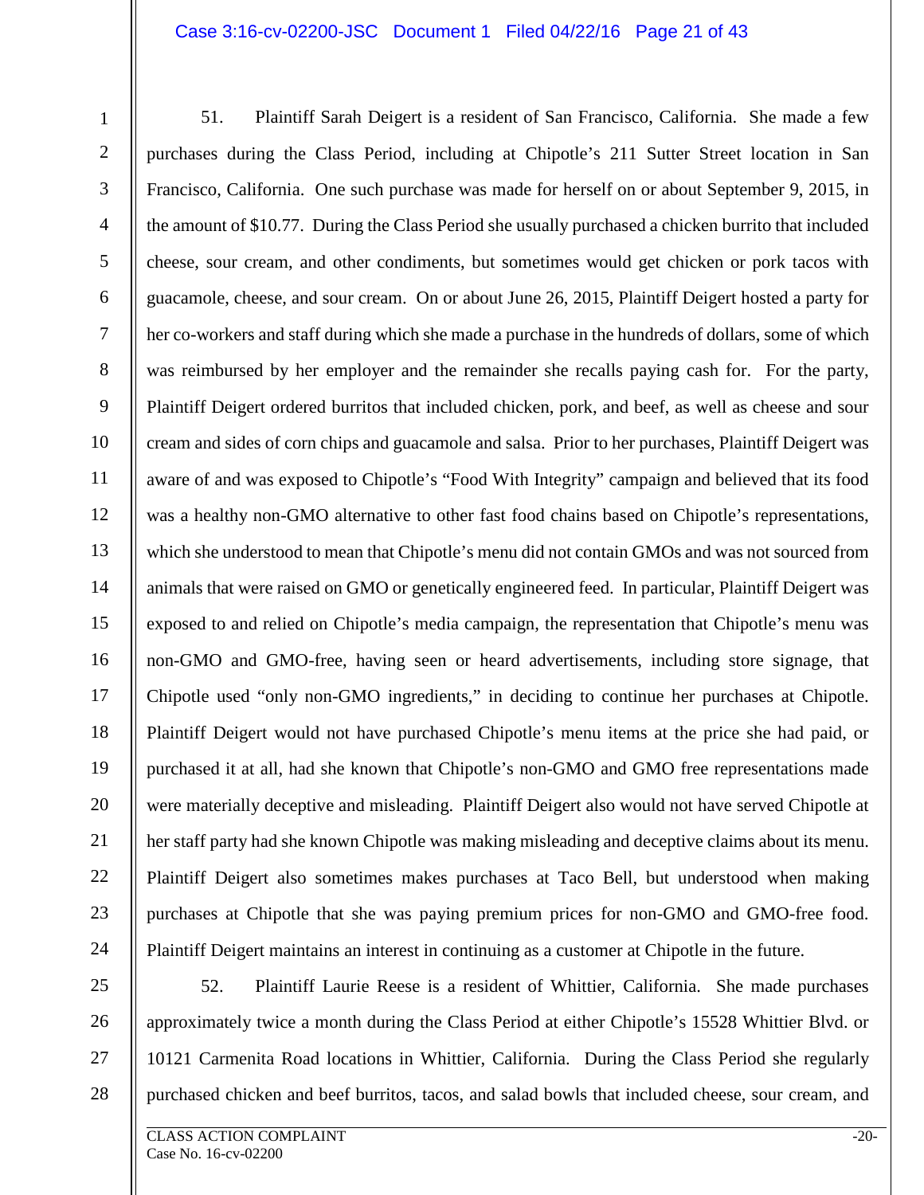51. Plaintiff Sarah Deigert is a resident of San Francisco, California. She made a few purchases during the Class Period, including at Chipotle's 211 Sutter Street location in San Francisco, California. One such purchase was made for herself on or about September 9, 2015, in the amount of $10.77. During the Class Period she usually purchased a chicken burrito that included cheese, sour cream, and other condiments, but sometimes would get chicken or pork tacos with guacamole, cheese, and sour cream. On or about June 26, 2015, Plaintiff Deigert hosted a party for her co-workers and staff during which she made a purchase in the hundreds of dollars, some of which was reimbursed by her employer and the remainder she recalls paying cash for. For the party, Plaintiff Deigert ordered burritos that included chicken, pork, and beef, as well as cheese and sour cream and sides of corn chips and guacamole and salsa. Prior to her purchases, Plaintiff Deigert was aware of and was exposed to Chipotle's "Food With Integrity" campaign and believed that its food was a healthy non-GMO alternative to other fast food chains based on Chipotle's representations, which she understood to mean that Chipotle's menu did not contain GMOs and was not sourced from animals that were raised on GMO or genetically engineered feed. In particular, Plaintiff Deigert was exposed to and relied on Chipotle's media campaign, the representation that Chipotle's menu was non-GMO and GMO-free, having seen or heard advertisements, including store signage, that Chipotle used "only non-GMO ingredients," in deciding to continue her purchases at Chipotle. Plaintiff Deigert would not have purchased Chipotle's menu items at the price she had paid, or purchased it at all, had she known that Chipotle's non-GMO and GMO free representations made were materially deceptive and misleading. Plaintiff Deigert also would not have served Chipotle at her staff party had she known Chipotle was making misleading and deceptive claims about its menu. Plaintiff Deigert also sometimes makes purchases at Taco Bell, but understood when making purchases at Chipotle that she was paying premium prices for non-GMO and GMO-free food. Plaintiff Deigert maintains an interest in continuing as a customer at Chipotle in the future.

52. Plaintiff Laurie Reese is a resident of Whittier, California. She made purchases approximately twice a month during the Class Period at either Chipotle's 15528 Whittier Blvd. or 10121 Carmenita Road locations in Whittier, California. During the Class Period she regularly purchased chicken and beef burritos, tacos, and salad bowls that included cheese, sour cream, and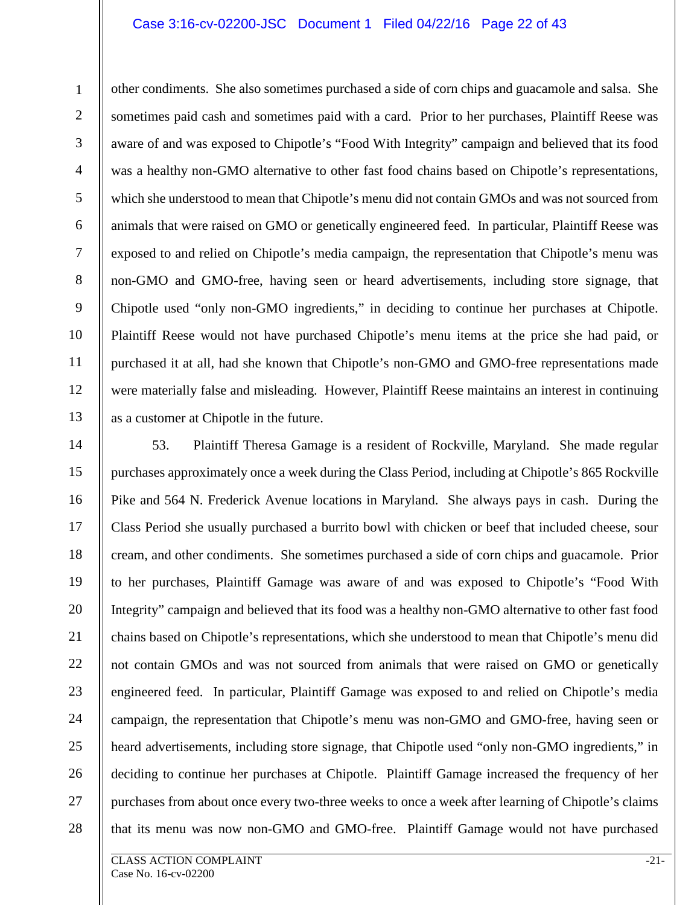other condiments. She also sometimes purchased a side of corn chips and guacamole and salsa. She sometimes paid cash and sometimes paid with a card. Prior to her purchases, Plaintiff Reese was aware of and was exposed to Chipotle's "Food With Integrity" campaign and believed that its food was a healthy non-GMO alternative to other fast food chains based on Chipotle's representations, which she understood to mean that Chipotle's menu did not contain GMOs and was not sourced from animals that were raised on GMO or genetically engineered feed. In particular, Plaintiff Reese was exposed to and relied on Chipotle's media campaign, the representation that Chipotle's menu was non-GMO and GMO-free, having seen or heard advertisements, including store signage, that Chipotle used "only non-GMO ingredients," in deciding to continue her purchases at Chipotle. Plaintiff Reese would not have purchased Chipotle's menu items at the price she had paid, or purchased it at all, had she known that Chipotle's non-GMO and GMO-free representations made were materially false and misleading. However, Plaintiff Reese maintains an interest in continuing as a customer at Chipotle in the future.

53. Plaintiff Theresa Gamage is a resident of Rockville, Maryland. She made regular purchases approximately once a week during the Class Period, including at Chipotle's 865 Rockville Pike and 564 N. Frederick Avenue locations in Maryland. She always pays in cash. During the Class Period she usually purchased a burrito bowl with chicken or beef that included cheese, sour cream, and other condiments. She sometimes purchased a side of corn chips and guacamole. Prior to her purchases, Plaintiff Gamage was aware of and was exposed to Chipotle's "Food With Integrity" campaign and believed that its food was a healthy non-GMO alternative to other fast food chains based on Chipotle's representations, which she understood to mean that Chipotle's menu did not contain GMOs and was not sourced from animals that were raised on GMO or genetically engineered feed. In particular, Plaintiff Gamage was exposed to and relied on Chipotle's media campaign, the representation that Chipotle's menu was non-GMO and GMO-free, having seen or heard advertisements, including store signage, that Chipotle used "only non-GMO ingredients," in deciding to continue her purchases at Chipotle. Plaintiff Gamage increased the frequency of her purchases from about once every two-three weeks to once a week after learning of Chipotle's claims that its menu was now non-GMO and GMO-free. Plaintiff Gamage would not have purchased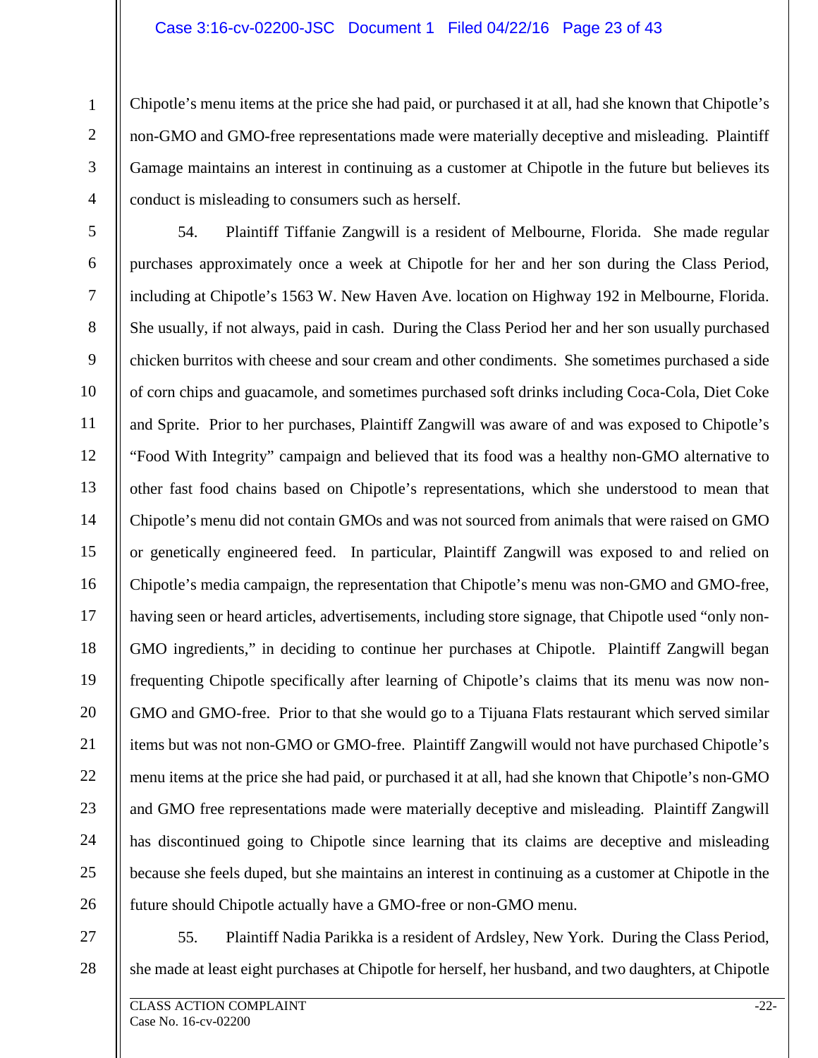Chipotle's menu items at the price she had paid, or purchased it at all, had she known that Chipotle's non-GMO and GMO-free representations made were materially deceptive and misleading. Plaintiff Gamage maintains an interest in continuing as a customer at Chipotle in the future but believes its conduct is misleading to consumers such as herself.

54. Plaintiff Tiffanie Zangwill is a resident of Melbourne, Florida. She made regular purchases approximately once a week at Chipotle for her and her son during the Class Period, including at Chipotle's 1563 W. New Haven Ave. location on Highway 192 in Melbourne, Florida. She usually, if not always, paid in cash. During the Class Period her and her son usually purchased chicken burritos with cheese and sour cream and other condiments. She sometimes purchased a side of corn chips and guacamole, and sometimes purchased soft drinks including Coca-Cola, Diet Coke and Sprite. Prior to her purchases, Plaintiff Zangwill was aware of and was exposed to Chipotle's "Food With Integrity" campaign and believed that its food was a healthy non-GMO alternative to other fast food chains based on Chipotle's representations, which she understood to mean that Chipotle's menu did not contain GMOs and was not sourced from animals that were raised on GMO or genetically engineered feed. In particular, Plaintiff Zangwill was exposed to and relied on Chipotle's media campaign, the representation that Chipotle's menu was non-GMO and GMO-free, having seen or heard articles, advertisements, including store signage, that Chipotle used "only non-GMO ingredients," in deciding to continue her purchases at Chipotle. Plaintiff Zangwill began frequenting Chipotle specifically after learning of Chipotle's claims that its menu was now non-GMO and GMO-free. Prior to that she would go to a Tijuana Flats restaurant which served similar items but was not non-GMO or GMO-free. Plaintiff Zangwill would not have purchased Chipotle's menu items at the price she had paid, or purchased it at all, had she known that Chipotle's non-GMO and GMO free representations made were materially deceptive and misleading. Plaintiff Zangwill has discontinued going to Chipotle since learning that its claims are deceptive and misleading because she feels duped, but she maintains an interest in continuing as a customer at Chipotle in the future should Chipotle actually have a GMO-free or non-GMO menu.

55. Plaintiff Nadia Parikka is a resident of Ardsley, New York. During the Class Period, she made at least eight purchases at Chipotle for herself, her husband, and two daughters, at Chipotle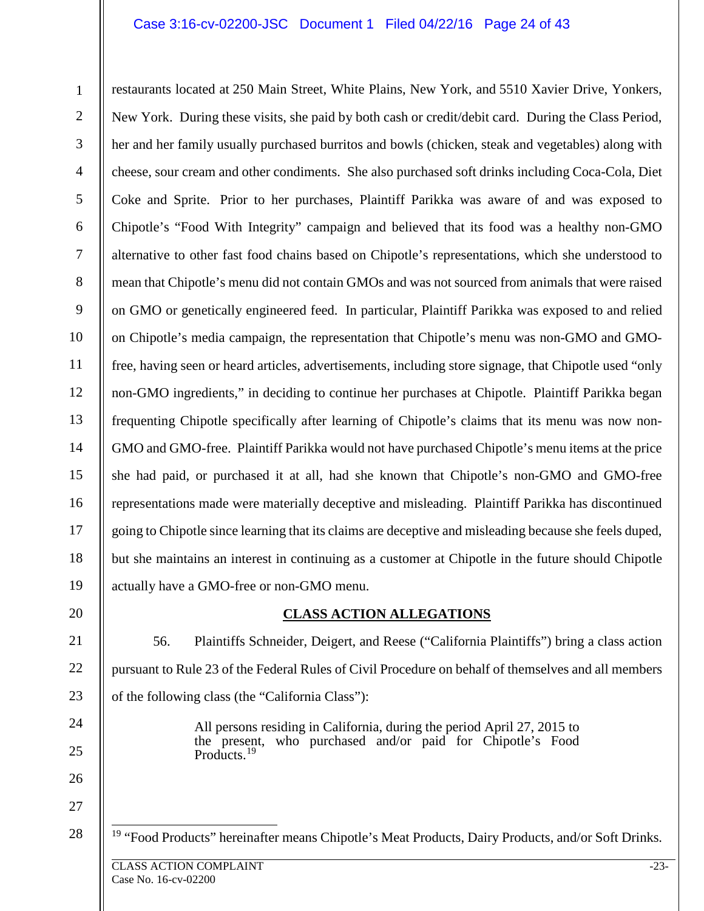restaurants located at 250 Main Street, White Plains, New York, and 5510 Xavier Drive, Yonkers, New York. During these visits, she paid by both cash or credit/debit card. During the Class Period, her and her family usually purchased burritos and bowls (chicken, steak and vegetables) along with cheese, sour cream and other condiments. She also purchased soft drinks including Coca-Cola, Diet Coke and Sprite. Prior to her purchases, Plaintiff Parikka was aware of and was exposed to Chipotle's "Food With Integrity" campaign and believed that its food was a healthy non-GMO alternative to other fast food chains based on Chipotle's representations, which she understood to mean that Chipotle's menu did not contain GMOs and was not sourced from animals that were raised on GMO or genetically engineered feed. In particular, Plaintiff Parikka was exposed to and relied on Chipotle's media campaign, the representation that Chipotle's menu was non-GMO and GMO-free, having seen or heard articles, advertisements, including store signage, that Chipotle used "only non-GMO ingredients," in deciding to continue her purchases at Chipotle. Plaintiff Parikka began frequenting Chipotle specifically after learning of Chipotle's claims that its menu was now non-GMO and GMO-free. Plaintiff Parikka would not have purchased Chipotle's menu items at the price she had paid, or purchased it at all, had she known that Chipotle's non-GMO and GMO-free representations made were materially deceptive and misleading. Plaintiff Parikka has discontinued going to Chipotle since learning that its claims are deceptive and misleading because she feels duped, but she maintains an interest in continuing as a customer at Chipotle in the future should Chipotle actually have a GMO-free or non-GMO menu.

## CLASS ACTION ALLEGATIONS

56. Plaintiffs Schneider, Deigert, and Reese ("California Plaintiffs") bring a class action pursuant to Rule 23 of the Federal Rules of Civil Procedure on behalf of themselves and all members of the following class (the "California Class"):

> All persons residing in California, during the period April 27, 2015 to the present, who purchased and/or paid for Chipotle's Food Products.[19]

[19] "Food Products" hereinafter means Chipotle's Meat Products, Dairy Products, and/or Soft Drinks.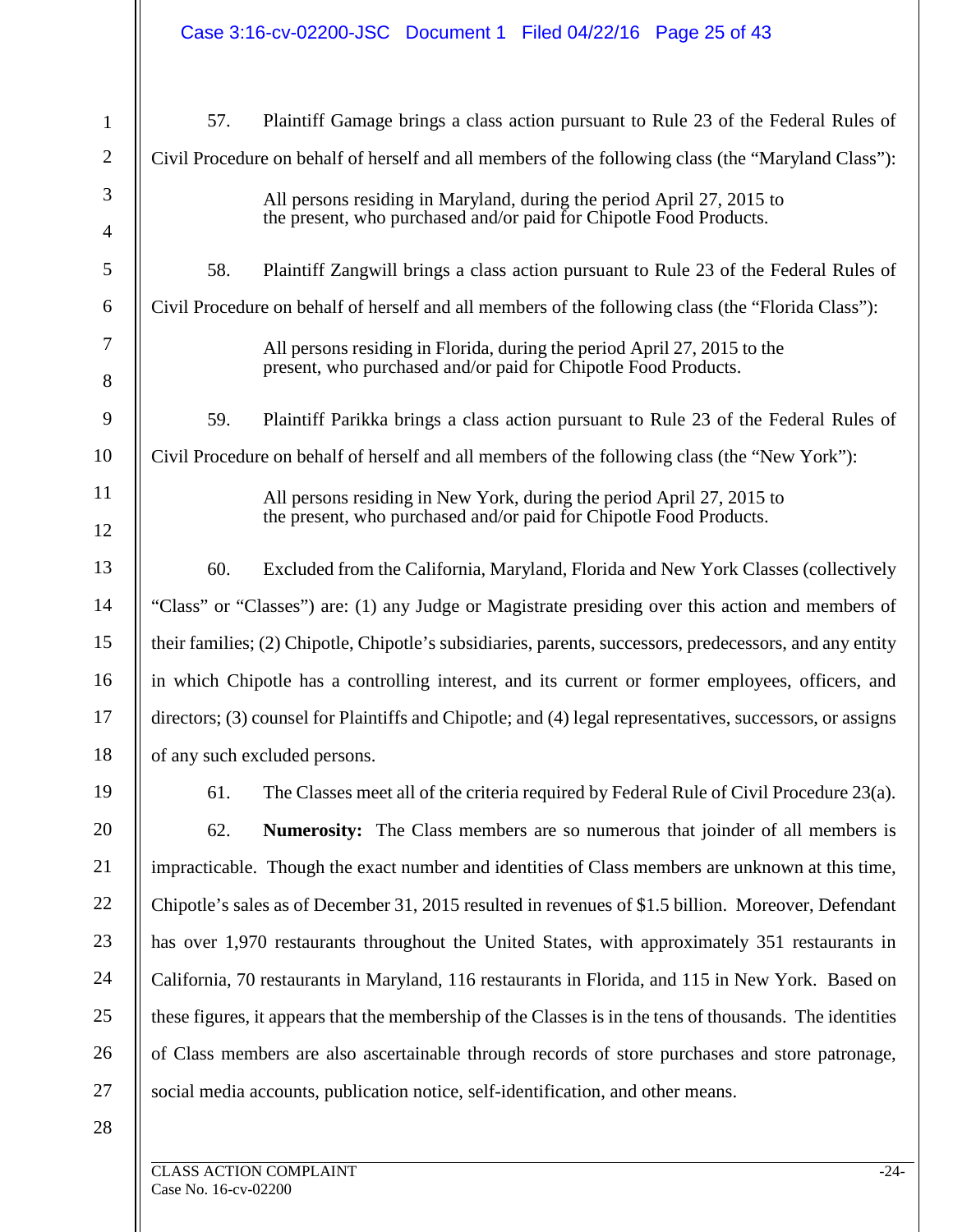57. Plaintiff Gamage brings a class action pursuant to Rule 23 of the Federal Rules of Civil Procedure on behalf of herself and all members of the following class (the "Maryland Class"):

> All persons residing in Maryland, during the period April 27, 2015 to the present, who purchased and/or paid for Chipotle Food Products.

58. Plaintiff Zangwill brings a class action pursuant to Rule 23 of the Federal Rules of Civil Procedure on behalf of herself and all members of the following class (the "Florida Class"):

> All persons residing in Florida, during the period April 27, 2015 to the present, who purchased and/or paid for Chipotle Food Products.

59. Plaintiff Parikka brings a class action pursuant to Rule 23 of the Federal Rules of Civil Procedure on behalf of herself and all members of the following class (the "New York"):

> All persons residing in New York, during the period April 27, 2015 to the present, who purchased and/or paid for Chipotle Food Products.

60. Excluded from the California, Maryland, Florida and New York Classes (collectively "Class" or "Classes") are: (1) any Judge or Magistrate presiding over this action and members of their families; (2) Chipotle, Chipotle's subsidiaries, parents, successors, predecessors, and any entity in which Chipotle has a controlling interest, and its current or former employees, officers, and directors; (3) counsel for Plaintiffs and Chipotle; and (4) legal representatives, successors, or assigns of any such excluded persons.

61. The Classes meet all of the criteria required by Federal Rule of Civil Procedure 23(a).

62. **Numerosity:** The Class members are so numerous that joinder of all members is impracticable. Though the exact number and identities of Class members are unknown at this time, Chipotle's sales as of December 31, 2015 resulted in revenues of $1.5 billion. Moreover, Defendant has over 1,970 restaurants throughout the United States, with approximately 351 restaurants in California, 70 restaurants in Maryland, 116 restaurants in Florida, and 115 in New York. Based on these figures, it appears that the membership of the Classes is in the tens of thousands. The identities of Class members are also ascertainable through records of store purchases and store patronage, social media accounts, publication notice, self-identification, and other means.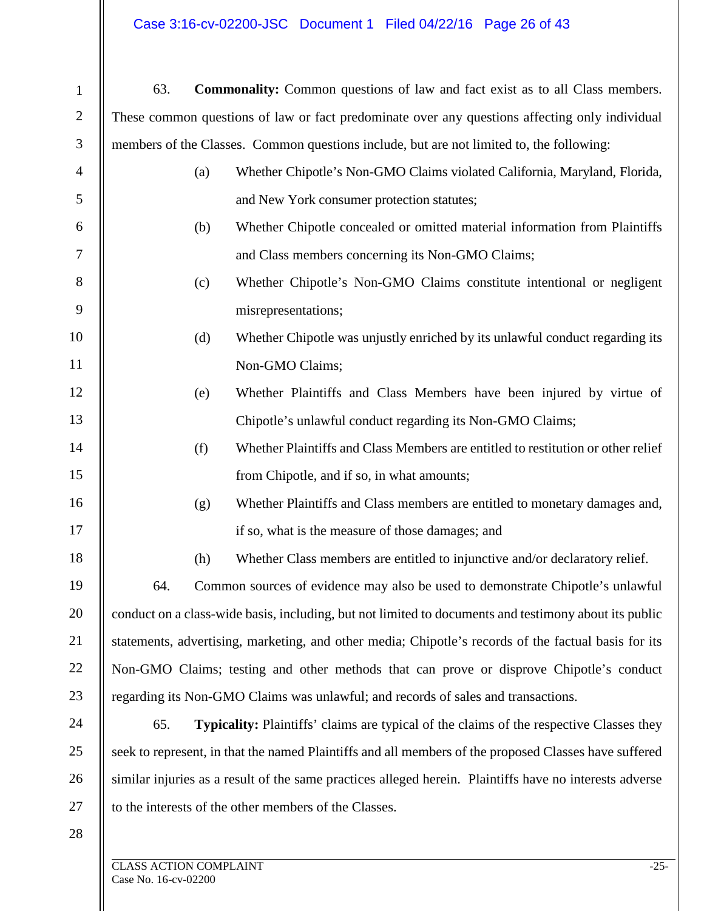63. **Commonality:** Common questions of law and fact exist as to all Class members. These common questions of law or fact predominate over any questions affecting only individual members of the Classes. Common questions include, but are not limited to, the following:

(a) Whether Chipotle's Non-GMO Claims violated California, Maryland, Florida, and New York consumer protection statutes;

(b) Whether Chipotle concealed or omitted material information from Plaintiffs and Class members concerning its Non-GMO Claims;

(c) Whether Chipotle's Non-GMO Claims constitute intentional or negligent misrepresentations;

(d) Whether Chipotle was unjustly enriched by its unlawful conduct regarding its Non-GMO Claims;

(e) Whether Plaintiffs and Class Members have been injured by virtue of Chipotle's unlawful conduct regarding its Non-GMO Claims;

(f) Whether Plaintiffs and Class Members are entitled to restitution or other relief from Chipotle, and if so, in what amounts;

(g) Whether Plaintiffs and Class members are entitled to monetary damages and, if so, what is the measure of those damages; and

(h) Whether Class members are entitled to injunctive and/or declaratory relief.

64. Common sources of evidence may also be used to demonstrate Chipotle's unlawful conduct on a class-wide basis, including, but not limited to documents and testimony about its public statements, advertising, marketing, and other media; Chipotle's records of the factual basis for its Non-GMO Claims; testing and other methods that can prove or disprove Chipotle's conduct regarding its Non-GMO Claims was unlawful; and records of sales and transactions.

65. **Typicality:** Plaintiffs' claims are typical of the claims of the respective Classes they seek to represent, in that the named Plaintiffs and all members of the proposed Classes have suffered similar injuries as a result of the same practices alleged herein. Plaintiffs have no interests adverse to the interests of the other members of the Classes.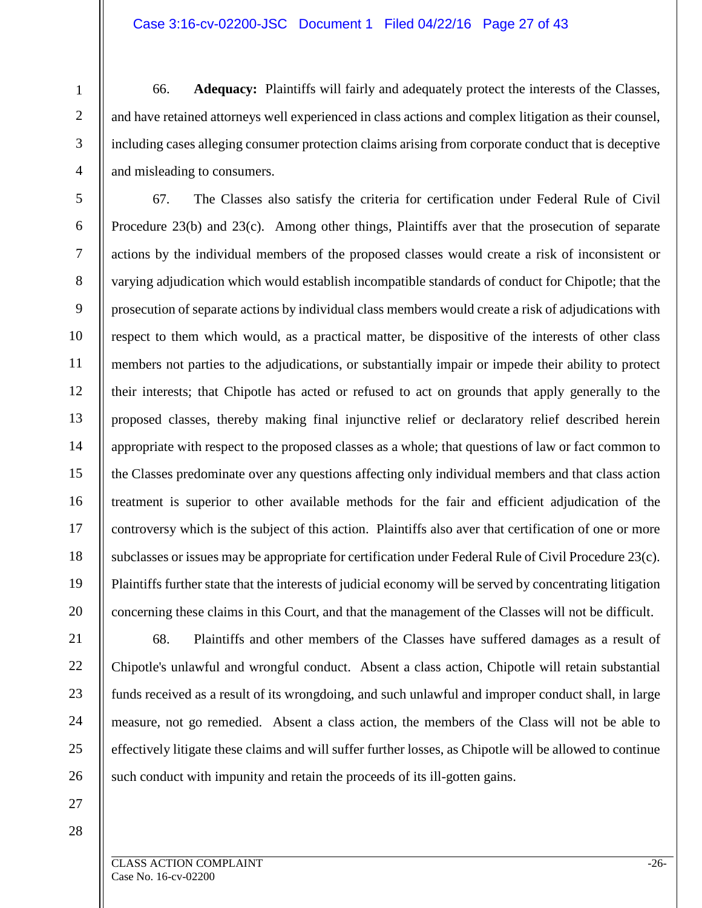66. **Adequacy:** Plaintiffs will fairly and adequately protect the interests of the Classes, and have retained attorneys well experienced in class actions and complex litigation as their counsel, including cases alleging consumer protection claims arising from corporate conduct that is deceptive and misleading to consumers.

67. The Classes also satisfy the criteria for certification under Federal Rule of Civil Procedure 23(b) and 23(c). Among other things, Plaintiffs aver that the prosecution of separate actions by the individual members of the proposed classes would create a risk of inconsistent or varying adjudication which would establish incompatible standards of conduct for Chipotle; that the prosecution of separate actions by individual class members would create a risk of adjudications with respect to them which would, as a practical matter, be dispositive of the interests of other class members not parties to the adjudications, or substantially impair or impede their ability to protect their interests; that Chipotle has acted or refused to act on grounds that apply generally to the proposed classes, thereby making final injunctive relief or declaratory relief described herein appropriate with respect to the proposed classes as a whole; that questions of law or fact common to the Classes predominate over any questions affecting only individual members and that class action treatment is superior to other available methods for the fair and efficient adjudication of the controversy which is the subject of this action. Plaintiffs also aver that certification of one or more subclasses or issues may be appropriate for certification under Federal Rule of Civil Procedure 23(c). Plaintiffs further state that the interests of judicial economy will be served by concentrating litigation concerning these claims in this Court, and that the management of the Classes will not be difficult.

68. Plaintiffs and other members of the Classes have suffered damages as a result of Chipotle's unlawful and wrongful conduct. Absent a class action, Chipotle will retain substantial funds received as a result of its wrongdoing, and such unlawful and improper conduct shall, in large measure, not go remedied. Absent a class action, the members of the Class will not be able to effectively litigate these claims and will suffer further losses, as Chipotle will be allowed to continue such conduct with impunity and retain the proceeds of its ill-gotten gains.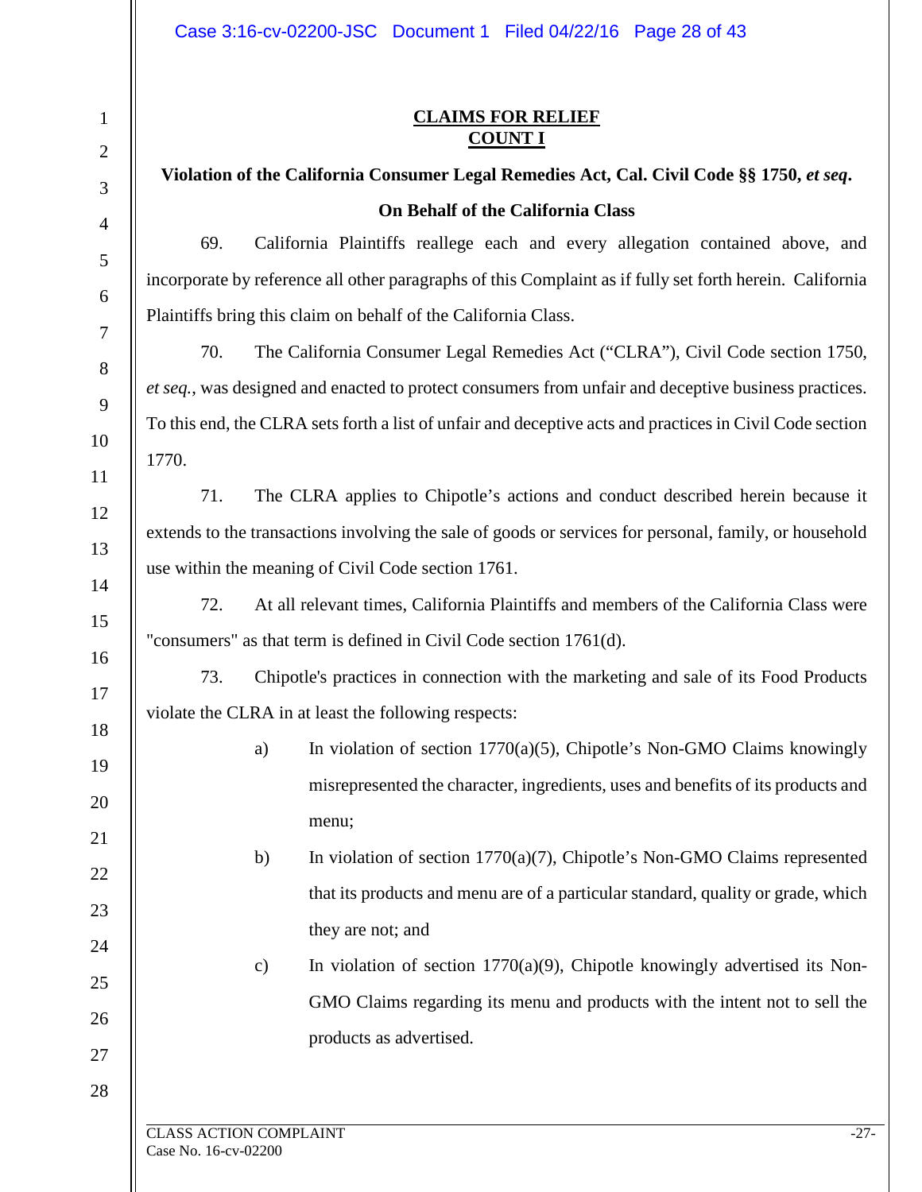**CLAIMS FOR RELIEF**

**COUNT I**

**Violation of the California Consumer Legal Remedies Act, Cal. Civil Code §§ 1750, *et seq*.**

**On Behalf of the California Class**

69. California Plaintiffs reallege each and every allegation contained above, and incorporate by reference all other paragraphs of this Complaint as if fully set forth herein. California Plaintiffs bring this claim on behalf of the California Class.

70. The California Consumer Legal Remedies Act ("CLRA"), Civil Code section 1750, *et seq.*, was designed and enacted to protect consumers from unfair and deceptive business practices. To this end, the CLRA sets forth a list of unfair and deceptive acts and practices in Civil Code section 1770.

71. The CLRA applies to Chipotle's actions and conduct described herein because it extends to the transactions involving the sale of goods or services for personal, family, or household use within the meaning of Civil Code section 1761.

72. At all relevant times, California Plaintiffs and members of the California Class were "consumers" as that term is defined in Civil Code section 1761(d).

73. Chipotle's practices in connection with the marketing and sale of its Food Products violate the CLRA in at least the following respects:

a) In violation of section 1770(a)(5), Chipotle's Non-GMO Claims knowingly misrepresented the character, ingredients, uses and benefits of its products and menu;

b) In violation of section 1770(a)(7), Chipotle's Non-GMO Claims represented that its products and menu are of a particular standard, quality or grade, which they are not; and

c) In violation of section 1770(a)(9), Chipotle knowingly advertised its Non-GMO Claims regarding its menu and products with the intent not to sell the products as advertised.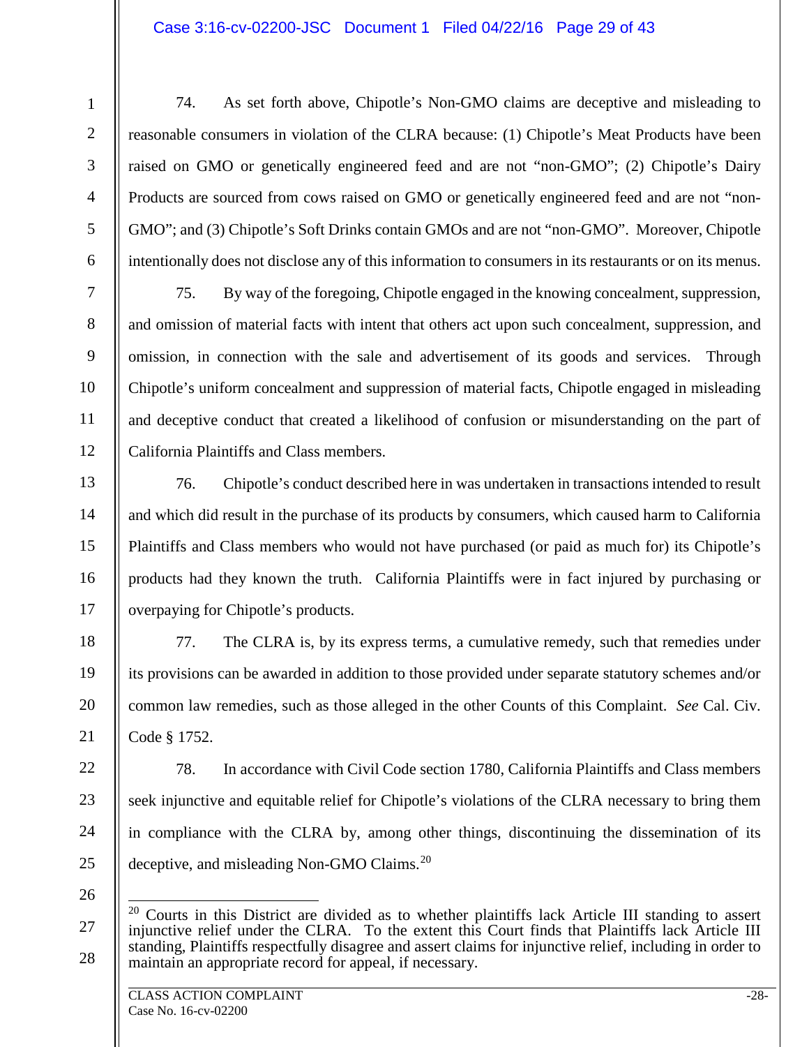74. As set forth above, Chipotle's Non-GMO claims are deceptive and misleading to reasonable consumers in violation of the CLRA because: (1) Chipotle's Meat Products have been raised on GMO or genetically engineered feed and are not "non-GMO"; (2) Chipotle's Dairy Products are sourced from cows raised on GMO or genetically engineered feed and are not "non-GMO"; and (3) Chipotle's Soft Drinks contain GMOs and are not "non-GMO". Moreover, Chipotle intentionally does not disclose any of this information to consumers in its restaurants or on its menus.

75. By way of the foregoing, Chipotle engaged in the knowing concealment, suppression, and omission of material facts with intent that others act upon such concealment, suppression, and omission, in connection with the sale and advertisement of its goods and services. Through Chipotle's uniform concealment and suppression of material facts, Chipotle engaged in misleading and deceptive conduct that created a likelihood of confusion or misunderstanding on the part of California Plaintiffs and Class members.

76. Chipotle's conduct described here in was undertaken in transactions intended to result and which did result in the purchase of its products by consumers, which caused harm to California Plaintiffs and Class members who would not have purchased (or paid as much for) its Chipotle's products had they known the truth. California Plaintiffs were in fact injured by purchasing or overpaying for Chipotle's products.

77. The CLRA is, by its express terms, a cumulative remedy, such that remedies under its provisions can be awarded in addition to those provided under separate statutory schemes and/or common law remedies, such as those alleged in the other Counts of this Complaint. *See* Cal. Civ. Code § 1752.

78. In accordance with Civil Code section 1780, California Plaintiffs and Class members seek injunctive and equitable relief for Chipotle's violations of the CLRA necessary to bring them in compliance with the CLRA by, among other things, discontinuing the dissemination of its deceptive, and misleading Non-GMO Claims.[20]

[20] Courts in this District are divided as to whether plaintiffs lack Article III standing to assert injunctive relief under the CLRA. To the extent this Court finds that Plaintiffs lack Article III standing, Plaintiffs respectfully disagree and assert claims for injunctive relief, including in order to maintain an appropriate record for appeal, if necessary.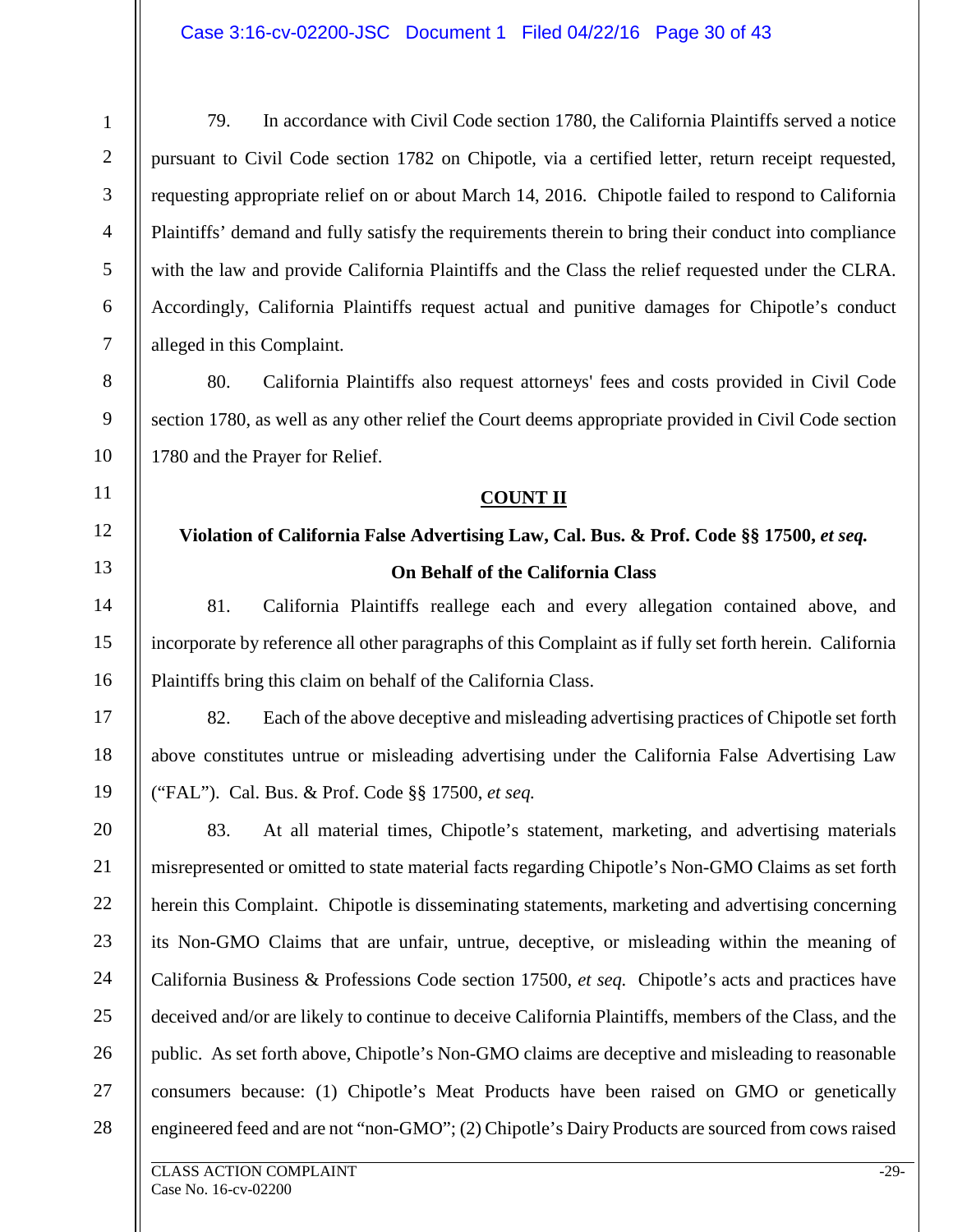79. In accordance with Civil Code section 1780, the California Plaintiffs served a notice pursuant to Civil Code section 1782 on Chipotle, via a certified letter, return receipt requested, requesting appropriate relief on or about March 14, 2016. Chipotle failed to respond to California Plaintiffs' demand and fully satisfy the requirements therein to bring their conduct into compliance with the law and provide California Plaintiffs and the Class the relief requested under the CLRA. Accordingly, California Plaintiffs request actual and punitive damages for Chipotle's conduct alleged in this Complaint.

80. California Plaintiffs also request attorneys' fees and costs provided in Civil Code section 1780, as well as any other relief the Court deems appropriate provided in Civil Code section 1780 and the Prayer for Relief.

## COUNT II

### Violation of California False Advertising Law, Cal. Bus. & Prof. Code §§ 17500, *et seq.*

### On Behalf of the California Class

81. California Plaintiffs reallege each and every allegation contained above, and incorporate by reference all other paragraphs of this Complaint as if fully set forth herein. California Plaintiffs bring this claim on behalf of the California Class.

82. Each of the above deceptive and misleading advertising practices of Chipotle set forth above constitutes untrue or misleading advertising under the California False Advertising Law ("FAL"). Cal. Bus. & Prof. Code §§ 17500, *et seq.*

83. At all material times, Chipotle's statement, marketing, and advertising materials misrepresented or omitted to state material facts regarding Chipotle's Non-GMO Claims as set forth herein this Complaint. Chipotle is disseminating statements, marketing and advertising concerning its Non-GMO Claims that are unfair, untrue, deceptive, or misleading within the meaning of California Business & Professions Code section 17500, *et seq.* Chipotle's acts and practices have deceived and/or are likely to continue to deceive California Plaintiffs, members of the Class, and the public. As set forth above, Chipotle's Non-GMO claims are deceptive and misleading to reasonable consumers because: (1) Chipotle's Meat Products have been raised on GMO or genetically engineered feed and are not "non-GMO"; (2) Chipotle's Dairy Products are sourced from cows raised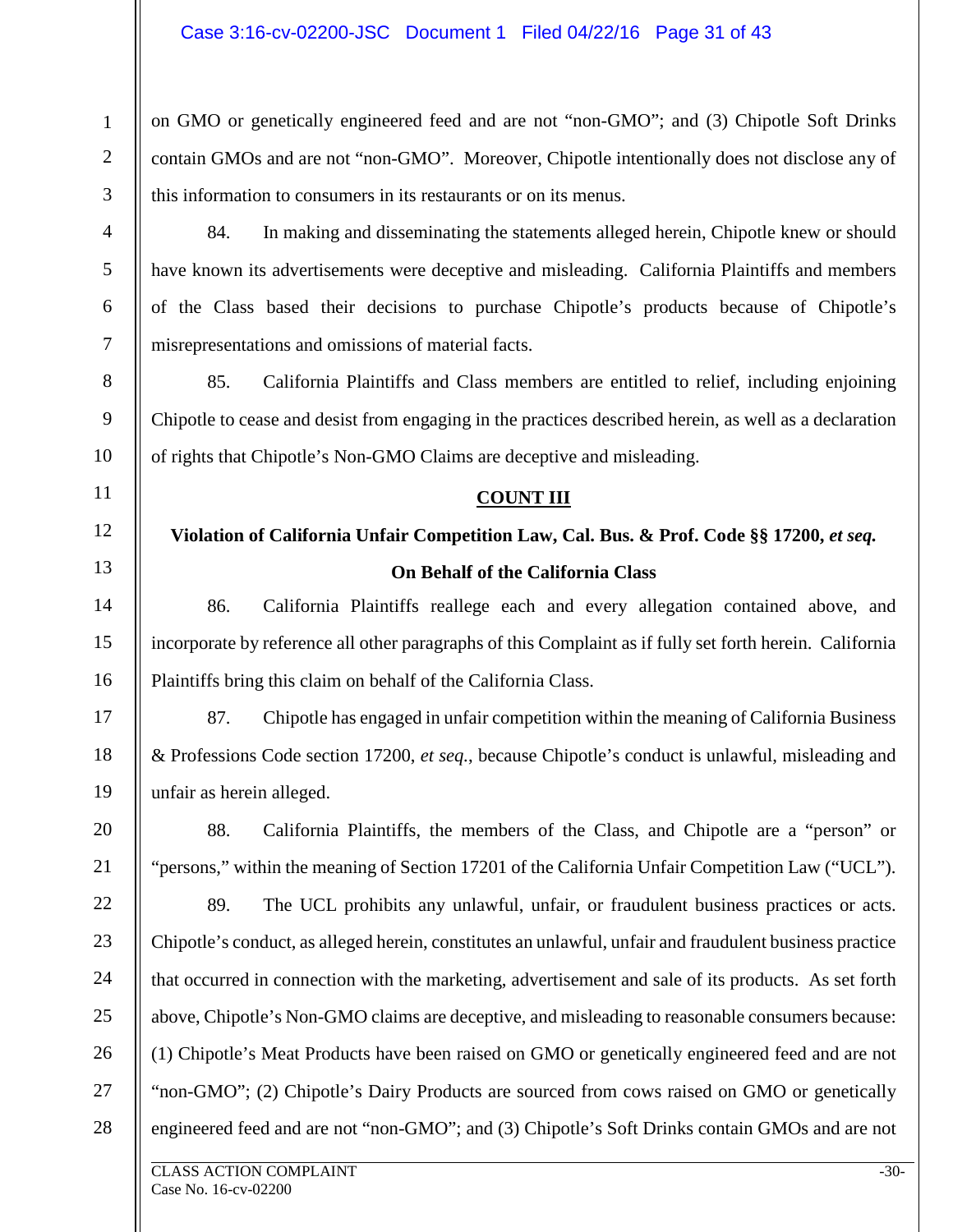on GMO or genetically engineered feed and are not "non-GMO"; and (3) Chipotle Soft Drinks contain GMOs and are not "non-GMO". Moreover, Chipotle intentionally does not disclose any of this information to consumers in its restaurants or on its menus.

84. In making and disseminating the statements alleged herein, Chipotle knew or should have known its advertisements were deceptive and misleading. California Plaintiffs and members of the Class based their decisions to purchase Chipotle's products because of Chipotle's misrepresentations and omissions of material facts.

85. California Plaintiffs and Class members are entitled to relief, including enjoining Chipotle to cease and desist from engaging in the practices described herein, as well as a declaration of rights that Chipotle's Non-GMO Claims are deceptive and misleading.

## COUNT III

**Violation of California Unfair Competition Law, Cal. Bus. & Prof. Code §§ 17200, *et seq.***

**On Behalf of the California Class**

86. California Plaintiffs reallege each and every allegation contained above, and incorporate by reference all other paragraphs of this Complaint as if fully set forth herein. California Plaintiffs bring this claim on behalf of the California Class.

87. Chipotle has engaged in unfair competition within the meaning of California Business & Professions Code section 17200, *et seq.*, because Chipotle's conduct is unlawful, misleading and unfair as herein alleged.

88. California Plaintiffs, the members of the Class, and Chipotle are a "person" or "persons," within the meaning of Section 17201 of the California Unfair Competition Law ("UCL").

89. The UCL prohibits any unlawful, unfair, or fraudulent business practices or acts. Chipotle's conduct, as alleged herein, constitutes an unlawful, unfair and fraudulent business practice that occurred in connection with the marketing, advertisement and sale of its products. As set forth above, Chipotle's Non-GMO claims are deceptive, and misleading to reasonable consumers because: (1) Chipotle's Meat Products have been raised on GMO or genetically engineered feed and are not "non-GMO"; (2) Chipotle's Dairy Products are sourced from cows raised on GMO or genetically engineered feed and are not "non-GMO"; and (3) Chipotle's Soft Drinks contain GMOs and are not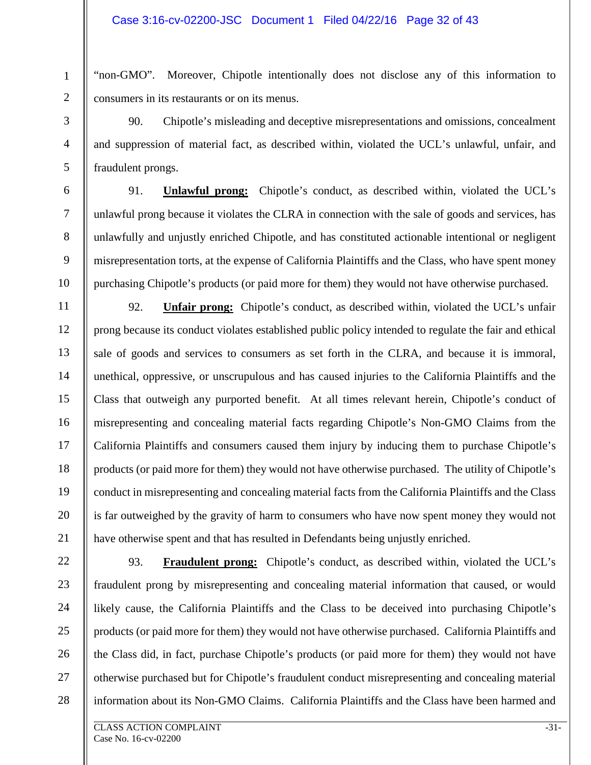"non-GMO". Moreover, Chipotle intentionally does not disclose any of this information to consumers in its restaurants or on its menus.

90. Chipotle's misleading and deceptive misrepresentations and omissions, concealment and suppression of material fact, as described within, violated the UCL's unlawful, unfair, and fraudulent prongs.

91. **Unlawful prong:** Chipotle's conduct, as described within, violated the UCL's unlawful prong because it violates the CLRA in connection with the sale of goods and services, has unlawfully and unjustly enriched Chipotle, and has constituted actionable intentional or negligent misrepresentation torts, at the expense of California Plaintiffs and the Class, who have spent money purchasing Chipotle's products (or paid more for them) they would not have otherwise purchased.

92. **Unfair prong:** Chipotle's conduct, as described within, violated the UCL's unfair prong because its conduct violates established public policy intended to regulate the fair and ethical sale of goods and services to consumers as set forth in the CLRA, and because it is immoral, unethical, oppressive, or unscrupulous and has caused injuries to the California Plaintiffs and the Class that outweigh any purported benefit. At all times relevant herein, Chipotle's conduct of misrepresenting and concealing material facts regarding Chipotle's Non-GMO Claims from the California Plaintiffs and consumers caused them injury by inducing them to purchase Chipotle's products (or paid more for them) they would not have otherwise purchased. The utility of Chipotle's conduct in misrepresenting and concealing material facts from the California Plaintiffs and the Class is far outweighed by the gravity of harm to consumers who have now spent money they would not have otherwise spent and that has resulted in Defendants being unjustly enriched.

93. **Fraudulent prong:** Chipotle's conduct, as described within, violated the UCL's fraudulent prong by misrepresenting and concealing material information that caused, or would likely cause, the California Plaintiffs and the Class to be deceived into purchasing Chipotle's products (or paid more for them) they would not have otherwise purchased. California Plaintiffs and the Class did, in fact, purchase Chipotle's products (or paid more for them) they would not have otherwise purchased but for Chipotle's fraudulent conduct misrepresenting and concealing material information about its Non-GMO Claims. California Plaintiffs and the Class have been harmed and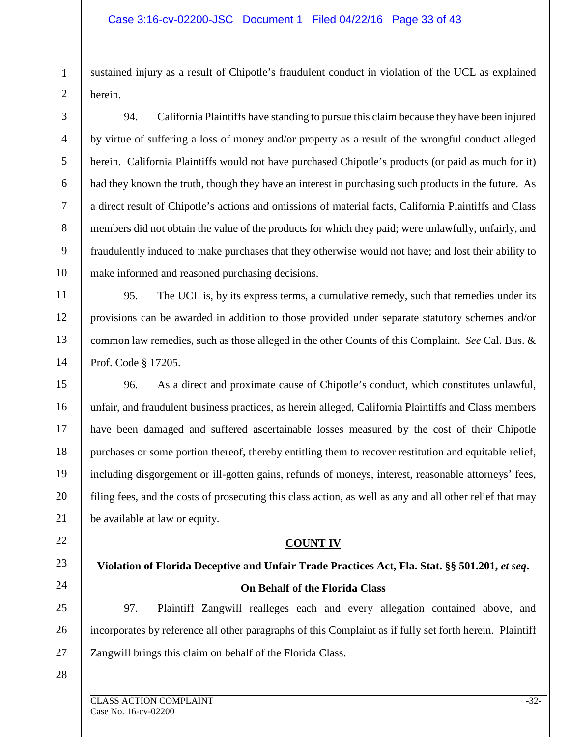sustained injury as a result of Chipotle's fraudulent conduct in violation of the UCL as explained herein.

94. California Plaintiffs have standing to pursue this claim because they have been injured by virtue of suffering a loss of money and/or property as a result of the wrongful conduct alleged herein. California Plaintiffs would not have purchased Chipotle's products (or paid as much for it) had they known the truth, though they have an interest in purchasing such products in the future. As a direct result of Chipotle's actions and omissions of material facts, California Plaintiffs and Class members did not obtain the value of the products for which they paid; were unlawfully, unfairly, and fraudulently induced to make purchases that they otherwise would not have; and lost their ability to make informed and reasoned purchasing decisions.

95. The UCL is, by its express terms, a cumulative remedy, such that remedies under its provisions can be awarded in addition to those provided under separate statutory schemes and/or common law remedies, such as those alleged in the other Counts of this Complaint. *See* Cal. Bus. & Prof. Code § 17205.

96. As a direct and proximate cause of Chipotle's conduct, which constitutes unlawful, unfair, and fraudulent business practices, as herein alleged, California Plaintiffs and Class members have been damaged and suffered ascertainable losses measured by the cost of their Chipotle purchases or some portion thereof, thereby entitling them to recover restitution and equitable relief, including disgorgement or ill-gotten gains, refunds of moneys, interest, reasonable attorneys' fees, filing fees, and the costs of prosecuting this class action, as well as any and all other relief that may be available at law or equity.

## COUNT IV

### Violation of Florida Deceptive and Unfair Trade Practices Act, Fla. Stat. §§ 501.201, *et seq*.

### On Behalf of the Florida Class

97. Plaintiff Zangwill realleges each and every allegation contained above, and incorporates by reference all other paragraphs of this Complaint as if fully set forth herein. Plaintiff Zangwill brings this claim on behalf of the Florida Class.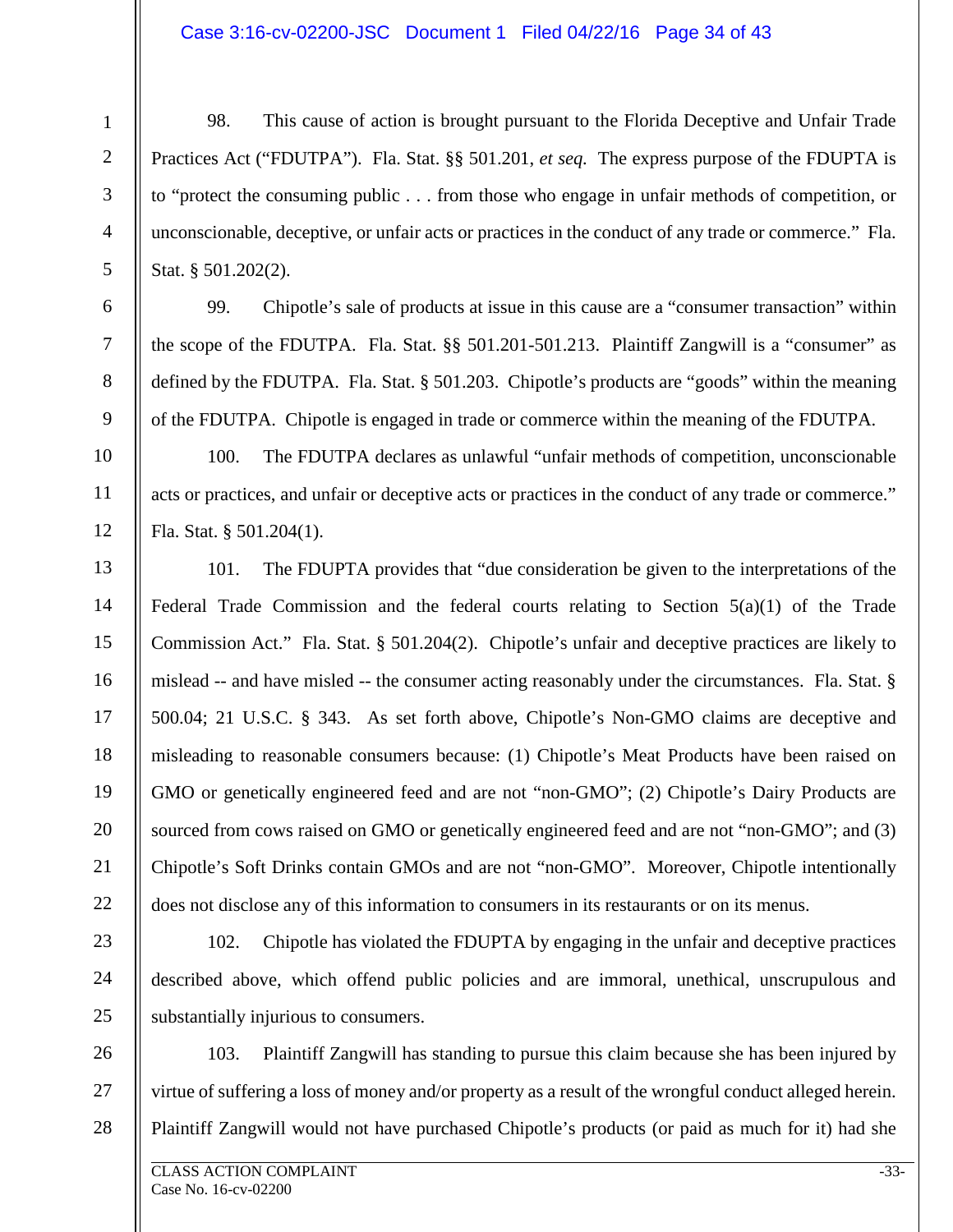98. This cause of action is brought pursuant to the Florida Deceptive and Unfair Trade Practices Act ("FDUTPA"). Fla. Stat. §§ 501.201, *et seq.* The express purpose of the FDUPTA is to "protect the consuming public . . . from those who engage in unfair methods of competition, or unconscionable, deceptive, or unfair acts or practices in the conduct of any trade or commerce." Fla. Stat. § 501.202(2).

99. Chipotle's sale of products at issue in this cause are a "consumer transaction" within the scope of the FDUTPA. Fla. Stat. §§ 501.201-501.213. Plaintiff Zangwill is a "consumer" as defined by the FDUTPA. Fla. Stat. § 501.203. Chipotle's products are "goods" within the meaning of the FDUTPA. Chipotle is engaged in trade or commerce within the meaning of the FDUTPA.

100. The FDUTPA declares as unlawful "unfair methods of competition, unconscionable acts or practices, and unfair or deceptive acts or practices in the conduct of any trade or commerce." Fla. Stat. § 501.204(1).

101. The FDUPTA provides that "due consideration be given to the interpretations of the Federal Trade Commission and the federal courts relating to Section 5(a)(1) of the Trade Commission Act." Fla. Stat. § 501.204(2). Chipotle's unfair and deceptive practices are likely to mislead -- and have misled -- the consumer acting reasonably under the circumstances. Fla. Stat. § 500.04; 21 U.S.C. § 343. As set forth above, Chipotle's Non-GMO claims are deceptive and misleading to reasonable consumers because: (1) Chipotle's Meat Products have been raised on GMO or genetically engineered feed and are not "non-GMO"; (2) Chipotle's Dairy Products are sourced from cows raised on GMO or genetically engineered feed and are not "non-GMO"; and (3) Chipotle's Soft Drinks contain GMOs and are not "non-GMO". Moreover, Chipotle intentionally does not disclose any of this information to consumers in its restaurants or on its menus.

102. Chipotle has violated the FDUPTA by engaging in the unfair and deceptive practices described above, which offend public policies and are immoral, unethical, unscrupulous and substantially injurious to consumers.

103. Plaintiff Zangwill has standing to pursue this claim because she has been injured by virtue of suffering a loss of money and/or property as a result of the wrongful conduct alleged herein. Plaintiff Zangwill would not have purchased Chipotle's products (or paid as much for it) had she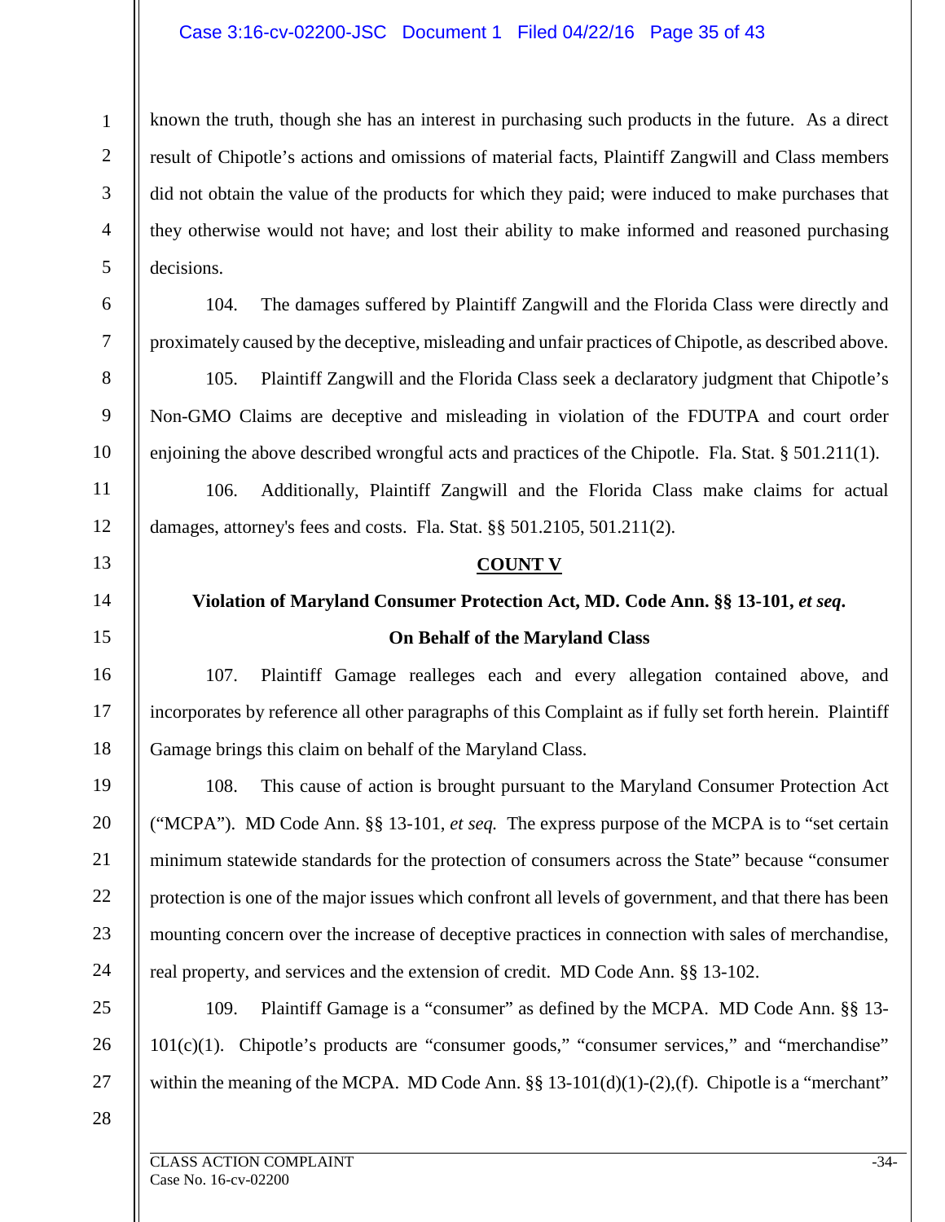known the truth, though she has an interest in purchasing such products in the future. As a direct result of Chipotle's actions and omissions of material facts, Plaintiff Zangwill and Class members did not obtain the value of the products for which they paid; were induced to make purchases that they otherwise would not have; and lost their ability to make informed and reasoned purchasing decisions.

104. The damages suffered by Plaintiff Zangwill and the Florida Class were directly and proximately caused by the deceptive, misleading and unfair practices of Chipotle, as described above.

105. Plaintiff Zangwill and the Florida Class seek a declaratory judgment that Chipotle's Non-GMO Claims are deceptive and misleading in violation of the FDUTPA and court order enjoining the above described wrongful acts and practices of the Chipotle. Fla. Stat. § 501.211(1).

106. Additionally, Plaintiff Zangwill and the Florida Class make claims for actual damages, attorney's fees and costs. Fla. Stat. §§ 501.2105, 501.211(2).

**COUNT V**

**Violation of Maryland Consumer Protection Act, MD. Code Ann. §§ 13-101, *et seq*.**

**On Behalf of the Maryland Class**

107. Plaintiff Gamage realleges each and every allegation contained above, and incorporates by reference all other paragraphs of this Complaint as if fully set forth herein. Plaintiff Gamage brings this claim on behalf of the Maryland Class.

108. This cause of action is brought pursuant to the Maryland Consumer Protection Act ("MCPA"). MD Code Ann. §§ 13-101, *et seq.* The express purpose of the MCPA is to "set certain minimum statewide standards for the protection of consumers across the State" because "consumer protection is one of the major issues which confront all levels of government, and that there has been mounting concern over the increase of deceptive practices in connection with sales of merchandise, real property, and services and the extension of credit. MD Code Ann. §§ 13-102.

109. Plaintiff Gamage is a "consumer" as defined by the MCPA. MD Code Ann. §§ 13-101(c)(1). Chipotle's products are "consumer goods," "consumer services," and "merchandise" within the meaning of the MCPA. MD Code Ann. §§ 13-101(d)(1)-(2),(f). Chipotle is a "merchant"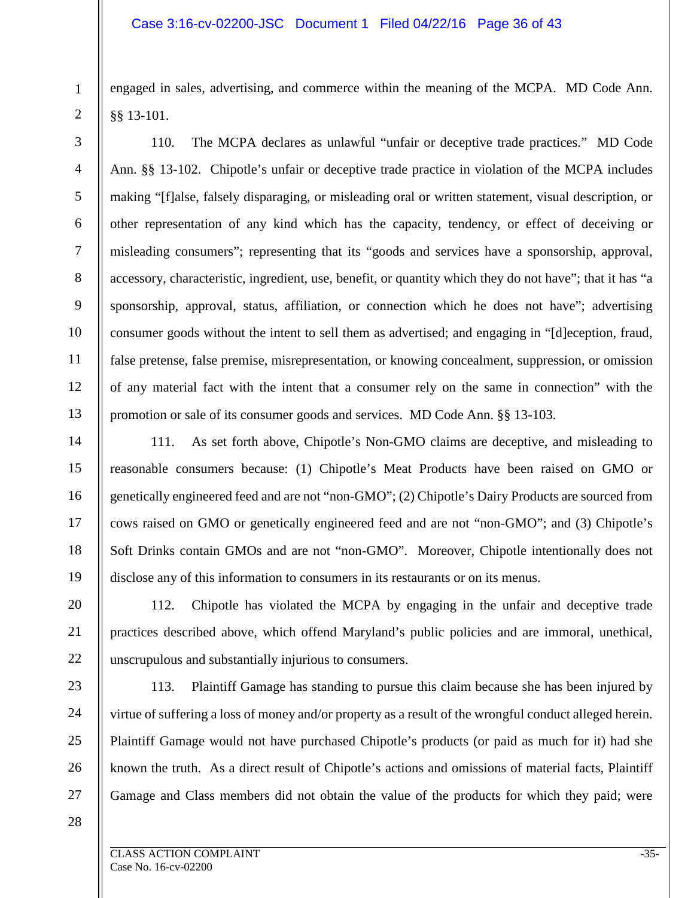engaged in sales, advertising, and commerce within the meaning of the MCPA. MD Code Ann. §§ 13-101.

110. The MCPA declares as unlawful "unfair or deceptive trade practices." MD Code Ann. §§ 13-102. Chipotle's unfair or deceptive trade practice in violation of the MCPA includes making "[f]alse, falsely disparaging, or misleading oral or written statement, visual description, or other representation of any kind which has the capacity, tendency, or effect of deceiving or misleading consumers"; representing that its "goods and services have a sponsorship, approval, accessory, characteristic, ingredient, use, benefit, or quantity which they do not have"; that it has "a sponsorship, approval, status, affiliation, or connection which he does not have"; advertising consumer goods without the intent to sell them as advertised; and engaging in "[d]eception, fraud, false pretense, false premise, misrepresentation, or knowing concealment, suppression, or omission of any material fact with the intent that a consumer rely on the same in connection" with the promotion or sale of its consumer goods and services. MD Code Ann. §§ 13-103.

111. As set forth above, Chipotle's Non-GMO claims are deceptive, and misleading to reasonable consumers because: (1) Chipotle's Meat Products have been raised on GMO or genetically engineered feed and are not "non-GMO"; (2) Chipotle's Dairy Products are sourced from cows raised on GMO or genetically engineered feed and are not "non-GMO"; and (3) Chipotle's Soft Drinks contain GMOs and are not "non-GMO". Moreover, Chipotle intentionally does not disclose any of this information to consumers in its restaurants or on its menus.

112. Chipotle has violated the MCPA by engaging in the unfair and deceptive trade practices described above, which offend Maryland's public policies and are immoral, unethical, unscrupulous and substantially injurious to consumers.

113. Plaintiff Gamage has standing to pursue this claim because she has been injured by virtue of suffering a loss of money and/or property as a result of the wrongful conduct alleged herein. Plaintiff Gamage would not have purchased Chipotle's products (or paid as much for it) had she known the truth. As a direct result of Chipotle's actions and omissions of material facts, Plaintiff Gamage and Class members did not obtain the value of the products for which they paid; were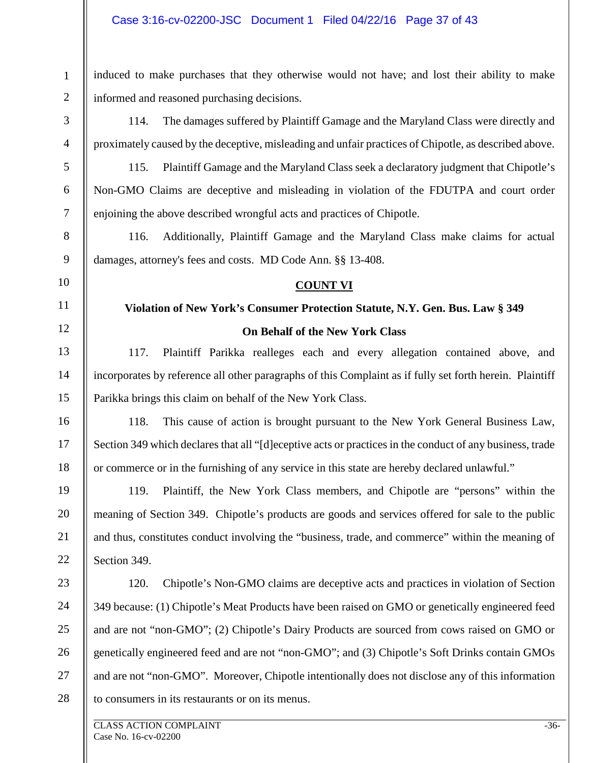induced to make purchases that they otherwise would not have; and lost their ability to make informed and reasoned purchasing decisions.

114. The damages suffered by Plaintiff Gamage and the Maryland Class were directly and proximately caused by the deceptive, misleading and unfair practices of Chipotle, as described above.

115. Plaintiff Gamage and the Maryland Class seek a declaratory judgment that Chipotle's Non-GMO Claims are deceptive and misleading in violation of the FDUTPA and court order enjoining the above described wrongful acts and practices of Chipotle.

116. Additionally, Plaintiff Gamage and the Maryland Class make claims for actual damages, attorney's fees and costs. MD Code Ann. §§ 13-408.

## COUNT VI

### Violation of New York's Consumer Protection Statute, N.Y. Gen. Bus. Law § 349

### On Behalf of the New York Class

117. Plaintiff Parikka realleges each and every allegation contained above, and incorporates by reference all other paragraphs of this Complaint as if fully set forth herein. Plaintiff Parikka brings this claim on behalf of the New York Class.

118. This cause of action is brought pursuant to the New York General Business Law, Section 349 which declares that all "[d]eceptive acts or practices in the conduct of any business, trade or commerce or in the furnishing of any service in this state are hereby declared unlawful."

119. Plaintiff, the New York Class members, and Chipotle are "persons" within the meaning of Section 349. Chipotle's products are goods and services offered for sale to the public and thus, constitutes conduct involving the "business, trade, and commerce" within the meaning of Section 349.

120. Chipotle's Non-GMO claims are deceptive acts and practices in violation of Section 349 because: (1) Chipotle's Meat Products have been raised on GMO or genetically engineered feed and are not "non-GMO"; (2) Chipotle's Dairy Products are sourced from cows raised on GMO or genetically engineered feed and are not "non-GMO"; and (3) Chipotle's Soft Drinks contain GMOs and are not "non-GMO". Moreover, Chipotle intentionally does not disclose any of this information to consumers in its restaurants or on its menus.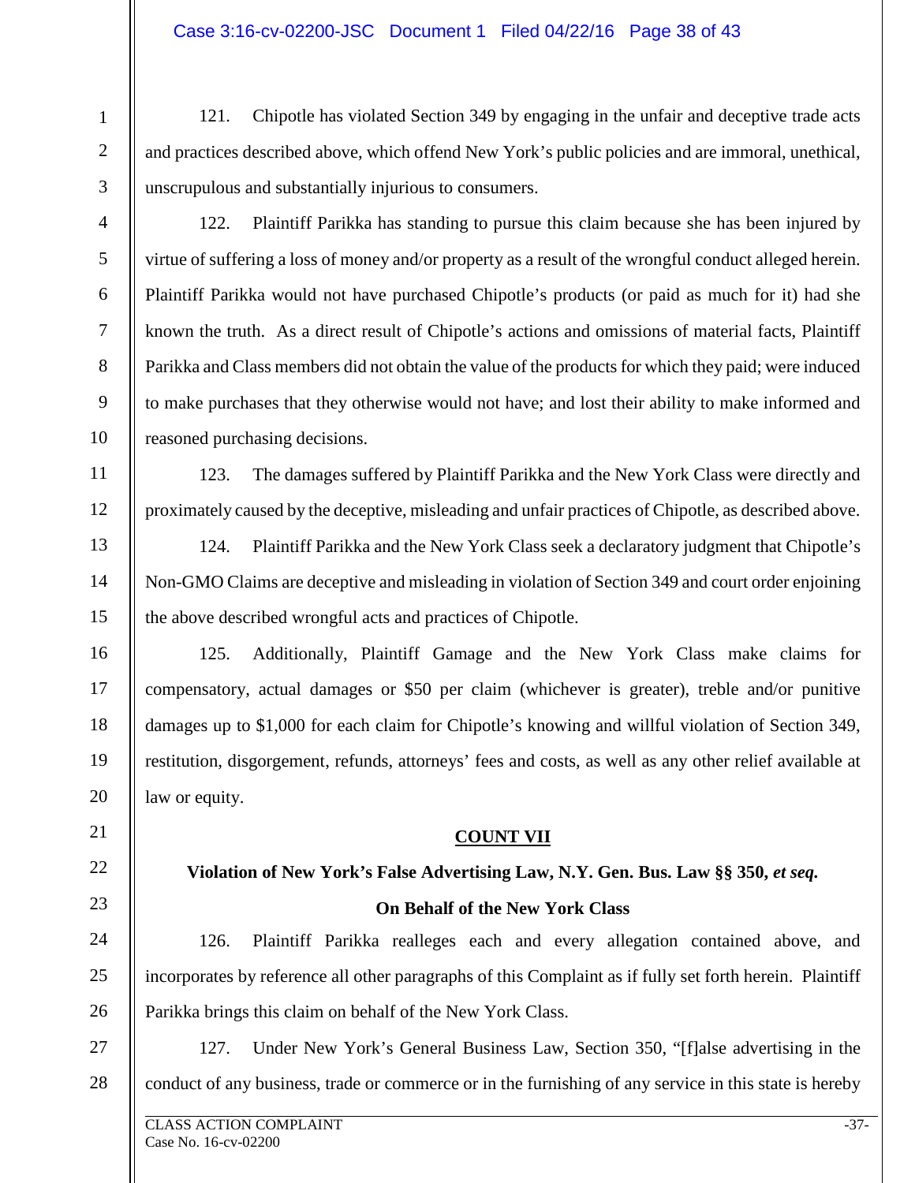121. Chipotle has violated Section 349 by engaging in the unfair and deceptive trade acts and practices described above, which offend New York's public policies and are immoral, unethical, unscrupulous and substantially injurious to consumers.

122. Plaintiff Parikka has standing to pursue this claim because she has been injured by virtue of suffering a loss of money and/or property as a result of the wrongful conduct alleged herein. Plaintiff Parikka would not have purchased Chipotle's products (or paid as much for it) had she known the truth. As a direct result of Chipotle's actions and omissions of material facts, Plaintiff Parikka and Class members did not obtain the value of the products for which they paid; were induced to make purchases that they otherwise would not have; and lost their ability to make informed and reasoned purchasing decisions.

123. The damages suffered by Plaintiff Parikka and the New York Class were directly and proximately caused by the deceptive, misleading and unfair practices of Chipotle, as described above.

124. Plaintiff Parikka and the New York Class seek a declaratory judgment that Chipotle's Non-GMO Claims are deceptive and misleading in violation of Section 349 and court order enjoining the above described wrongful acts and practices of Chipotle.

125. Additionally, Plaintiff Gamage and the New York Class make claims for compensatory, actual damages or $50 per claim (whichever is greater), treble and/or punitive damages up to $1,000 for each claim for Chipotle's knowing and willful violation of Section 349, restitution, disgorgement, refunds, attorneys' fees and costs, as well as any other relief available at law or equity.

## COUNT VII

### Violation of New York's False Advertising Law, N.Y. Gen. Bus. Law §§ 350, *et seq.*

### On Behalf of the New York Class

126. Plaintiff Parikka realleges each and every allegation contained above, and incorporates by reference all other paragraphs of this Complaint as if fully set forth herein. Plaintiff Parikka brings this claim on behalf of the New York Class.

127. Under New York's General Business Law, Section 350, "[f]alse advertising in the conduct of any business, trade or commerce or in the furnishing of any service in this state is hereby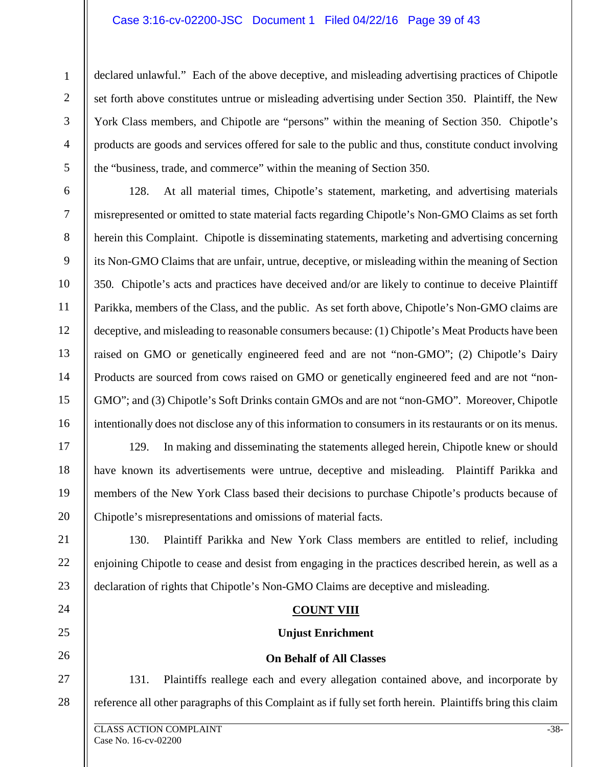declared unlawful." Each of the above deceptive, and misleading advertising practices of Chipotle set forth above constitutes untrue or misleading advertising under Section 350. Plaintiff, the New York Class members, and Chipotle are "persons" within the meaning of Section 350. Chipotle's products are goods and services offered for sale to the public and thus, constitute conduct involving the "business, trade, and commerce" within the meaning of Section 350.

128. At all material times, Chipotle's statement, marketing, and advertising materials misrepresented or omitted to state material facts regarding Chipotle's Non-GMO Claims as set forth herein this Complaint. Chipotle is disseminating statements, marketing and advertising concerning its Non-GMO Claims that are unfair, untrue, deceptive, or misleading within the meaning of Section 350. Chipotle's acts and practices have deceived and/or are likely to continue to deceive Plaintiff Parikka, members of the Class, and the public. As set forth above, Chipotle's Non-GMO claims are deceptive, and misleading to reasonable consumers because: (1) Chipotle's Meat Products have been raised on GMO or genetically engineered feed and are not "non-GMO"; (2) Chipotle's Dairy Products are sourced from cows raised on GMO or genetically engineered feed and are not "non-GMO"; and (3) Chipotle's Soft Drinks contain GMOs and are not "non-GMO". Moreover, Chipotle intentionally does not disclose any of this information to consumers in its restaurants or on its menus.

129. In making and disseminating the statements alleged herein, Chipotle knew or should have known its advertisements were untrue, deceptive and misleading. Plaintiff Parikka and members of the New York Class based their decisions to purchase Chipotle's products because of Chipotle's misrepresentations and omissions of material facts.

130. Plaintiff Parikka and New York Class members are entitled to relief, including enjoining Chipotle to cease and desist from engaging in the practices described herein, as well as a declaration of rights that Chipotle's Non-GMO Claims are deceptive and misleading.

## COUNT VIII

### Unjust Enrichment

### On Behalf of All Classes

131. Plaintiffs reallege each and every allegation contained above, and incorporate by reference all other paragraphs of this Complaint as if fully set forth herein. Plaintiffs bring this claim

CLASS ACTION COMPLAINT
Case No. 16-cv-02200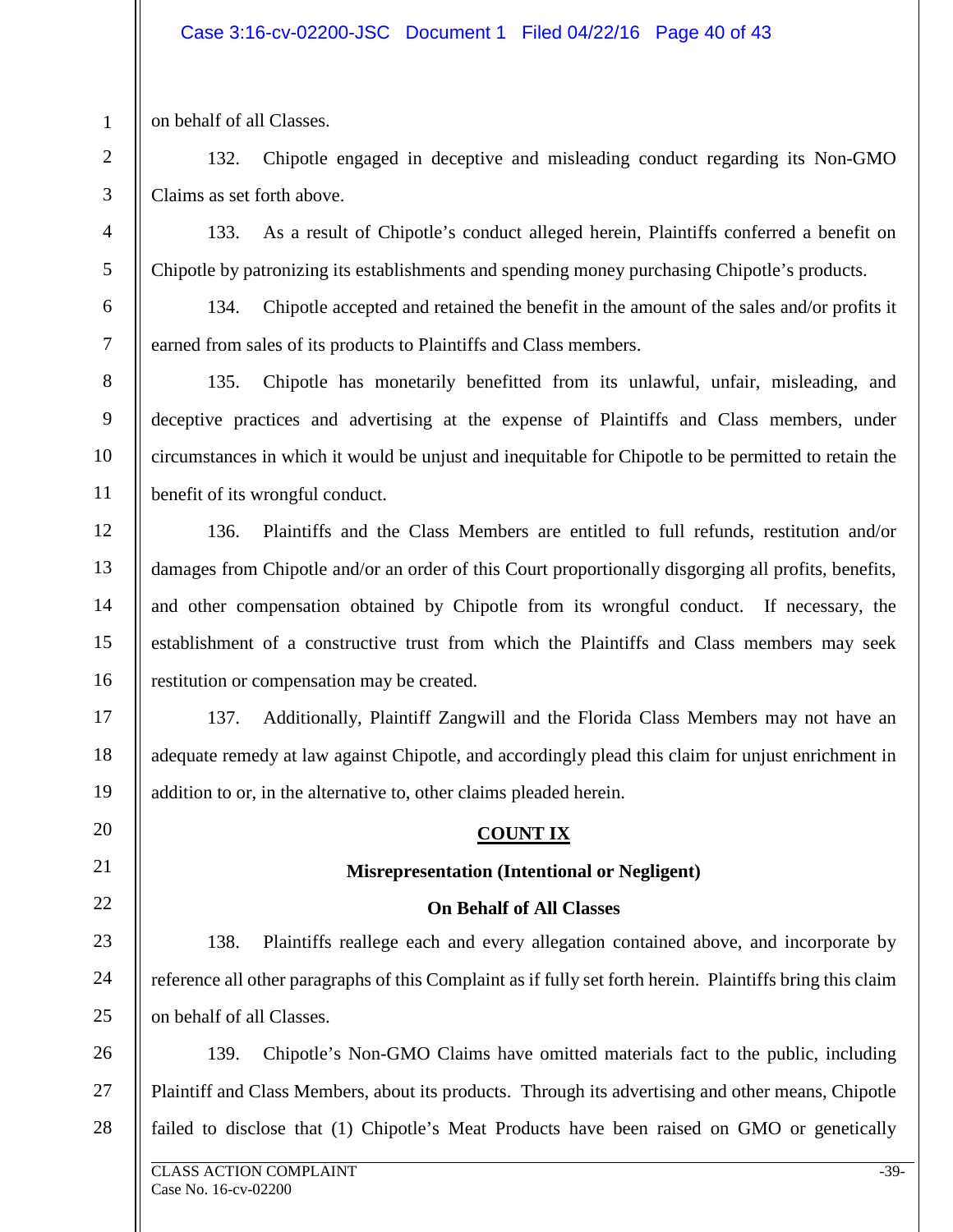on behalf of all Classes.

132. Chipotle engaged in deceptive and misleading conduct regarding its Non-GMO Claims as set forth above.

133. As a result of Chipotle's conduct alleged herein, Plaintiffs conferred a benefit on Chipotle by patronizing its establishments and spending money purchasing Chipotle's products.

134. Chipotle accepted and retained the benefit in the amount of the sales and/or profits it earned from sales of its products to Plaintiffs and Class members.

135. Chipotle has monetarily benefitted from its unlawful, unfair, misleading, and deceptive practices and advertising at the expense of Plaintiffs and Class members, under circumstances in which it would be unjust and inequitable for Chipotle to be permitted to retain the benefit of its wrongful conduct.

136. Plaintiffs and the Class Members are entitled to full refunds, restitution and/or damages from Chipotle and/or an order of this Court proportionally disgorging all profits, benefits, and other compensation obtained by Chipotle from its wrongful conduct. If necessary, the establishment of a constructive trust from which the Plaintiffs and Class members may seek restitution or compensation may be created.

137. Additionally, Plaintiff Zangwill and the Florida Class Members may not have an adequate remedy at law against Chipotle, and accordingly plead this claim for unjust enrichment in addition to or, in the alternative to, other claims pleaded herein.

## COUNT IX

### Misrepresentation (Intentional or Negligent)

### On Behalf of All Classes

138. Plaintiffs reallege each and every allegation contained above, and incorporate by reference all other paragraphs of this Complaint as if fully set forth herein. Plaintiffs bring this claim on behalf of all Classes.

139. Chipotle's Non-GMO Claims have omitted materials fact to the public, including Plaintiff and Class Members, about its products. Through its advertising and other means, Chipotle failed to disclose that (1) Chipotle's Meat Products have been raised on GMO or genetically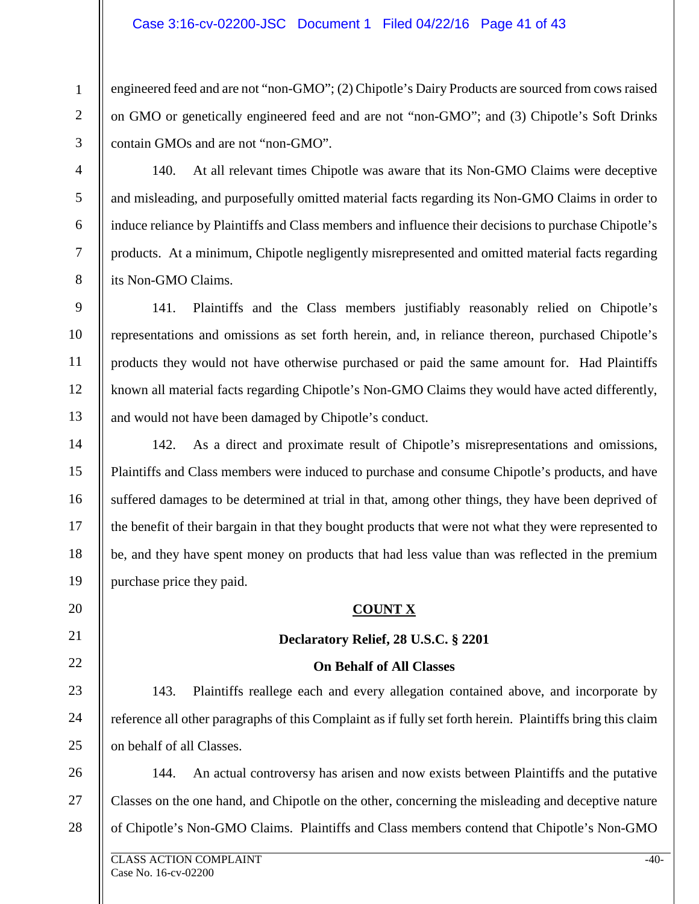engineered feed and are not "non-GMO"; (2) Chipotle's Dairy Products are sourced from cows raised on GMO or genetically engineered feed and are not "non-GMO"; and (3) Chipotle's Soft Drinks contain GMOs and are not "non-GMO".

140. At all relevant times Chipotle was aware that its Non-GMO Claims were deceptive and misleading, and purposefully omitted material facts regarding its Non-GMO Claims in order to induce reliance by Plaintiffs and Class members and influence their decisions to purchase Chipotle's products. At a minimum, Chipotle negligently misrepresented and omitted material facts regarding its Non-GMO Claims.

141. Plaintiffs and the Class members justifiably reasonably relied on Chipotle's representations and omissions as set forth herein, and, in reliance thereon, purchased Chipotle's products they would not have otherwise purchased or paid the same amount for. Had Plaintiffs known all material facts regarding Chipotle's Non-GMO Claims they would have acted differently, and would not have been damaged by Chipotle's conduct.

142. As a direct and proximate result of Chipotle's misrepresentations and omissions, Plaintiffs and Class members were induced to purchase and consume Chipotle's products, and have suffered damages to be determined at trial in that, among other things, they have been deprived of the benefit of their bargain in that they bought products that were not what they were represented to be, and they have spent money on products that had less value than was reflected in the premium purchase price they paid.

## COUNT X

### Declaratory Relief, 28 U.S.C. § 2201

### On Behalf of All Classes

143. Plaintiffs reallege each and every allegation contained above, and incorporate by reference all other paragraphs of this Complaint as if fully set forth herein. Plaintiffs bring this claim on behalf of all Classes.

144. An actual controversy has arisen and now exists between Plaintiffs and the putative Classes on the one hand, and Chipotle on the other, concerning the misleading and deceptive nature of Chipotle's Non-GMO Claims. Plaintiffs and Class members contend that Chipotle's Non-GMO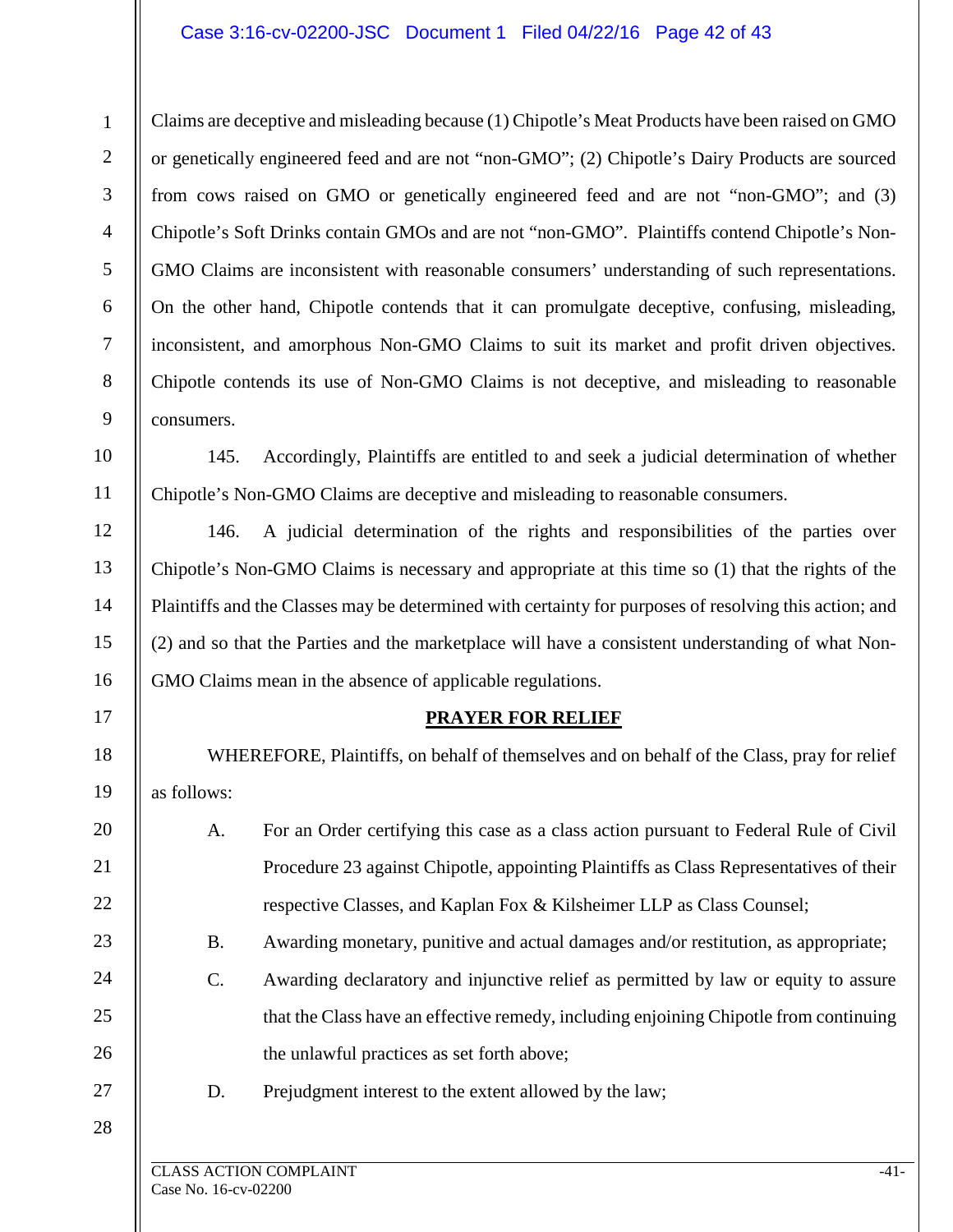Claims are deceptive and misleading because (1) Chipotle's Meat Products have been raised on GMO or genetically engineered feed and are not "non-GMO"; (2) Chipotle's Dairy Products are sourced from cows raised on GMO or genetically engineered feed and are not "non-GMO"; and (3) Chipotle's Soft Drinks contain GMOs and are not "non-GMO". Plaintiffs contend Chipotle's Non-GMO Claims are inconsistent with reasonable consumers' understanding of such representations. On the other hand, Chipotle contends that it can promulgate deceptive, confusing, misleading, inconsistent, and amorphous Non-GMO Claims to suit its market and profit driven objectives. Chipotle contends its use of Non-GMO Claims is not deceptive, and misleading to reasonable consumers.

145. Accordingly, Plaintiffs are entitled to and seek a judicial determination of whether Chipotle's Non-GMO Claims are deceptive and misleading to reasonable consumers.

146. A judicial determination of the rights and responsibilities of the parties over Chipotle's Non-GMO Claims is necessary and appropriate at this time so (1) that the rights of the Plaintiffs and the Classes may be determined with certainty for purposes of resolving this action; and (2) and so that the Parties and the marketplace will have a consistent understanding of what Non-GMO Claims mean in the absence of applicable regulations.

## PRAYER FOR RELIEF

WHEREFORE, Plaintiffs, on behalf of themselves and on behalf of the Class, pray for relief as follows:

A. For an Order certifying this case as a class action pursuant to Federal Rule of Civil Procedure 23 against Chipotle, appointing Plaintiffs as Class Representatives of their respective Classes, and Kaplan Fox & Kilsheimer LLP as Class Counsel;

B. Awarding monetary, punitive and actual damages and/or restitution, as appropriate;

C. Awarding declaratory and injunctive relief as permitted by law or equity to assure that the Class have an effective remedy, including enjoining Chipotle from continuing the unlawful practices as set forth above;

D. Prejudgment interest to the extent allowed by the law;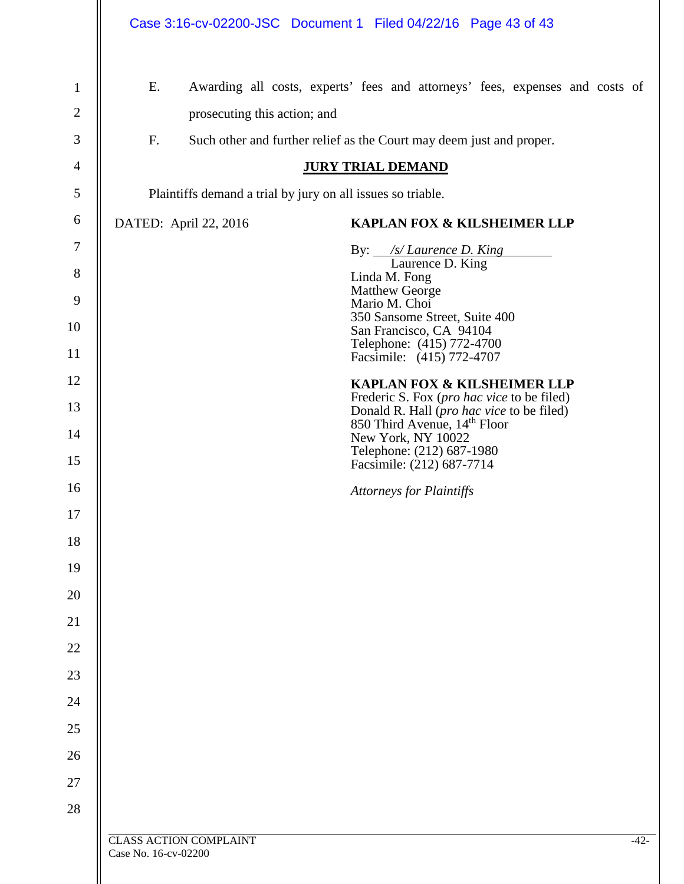E. Awarding all costs, experts' fees and attorneys' fees, expenses and costs of prosecuting this action; and

F. Such other and further relief as the Court may deem just and proper.

**JURY TRIAL DEMAND**

Plaintiffs demand a trial by jury on all issues so triable.

DATED: April 22, 2016

**KAPLAN FOX & KILSHEIMER LLP**

By: */s/ Laurence D. King*
Laurence D. King
Linda M. Fong
Matthew George
Mario M. Choi
350 Sansome Street, Suite 400
San Francisco, CA 94104
Telephone: (415) 772-4700
Facsimile: (415) 772-4707

**KAPLAN FOX & KILSHEIMER LLP**
Frederic S. Fox (*pro hac vice* to be filed)
Donald R. Hall (*pro hac vice* to be filed)
850 Third Avenue, 14th Floor
New York, NY 10022
Telephone: (212) 687-1980
Facsimile: (212) 687-7714

*Attorneys for Plaintiffs*

CLASS ACTION COMPLAINT
Case No. 16-cv-02200